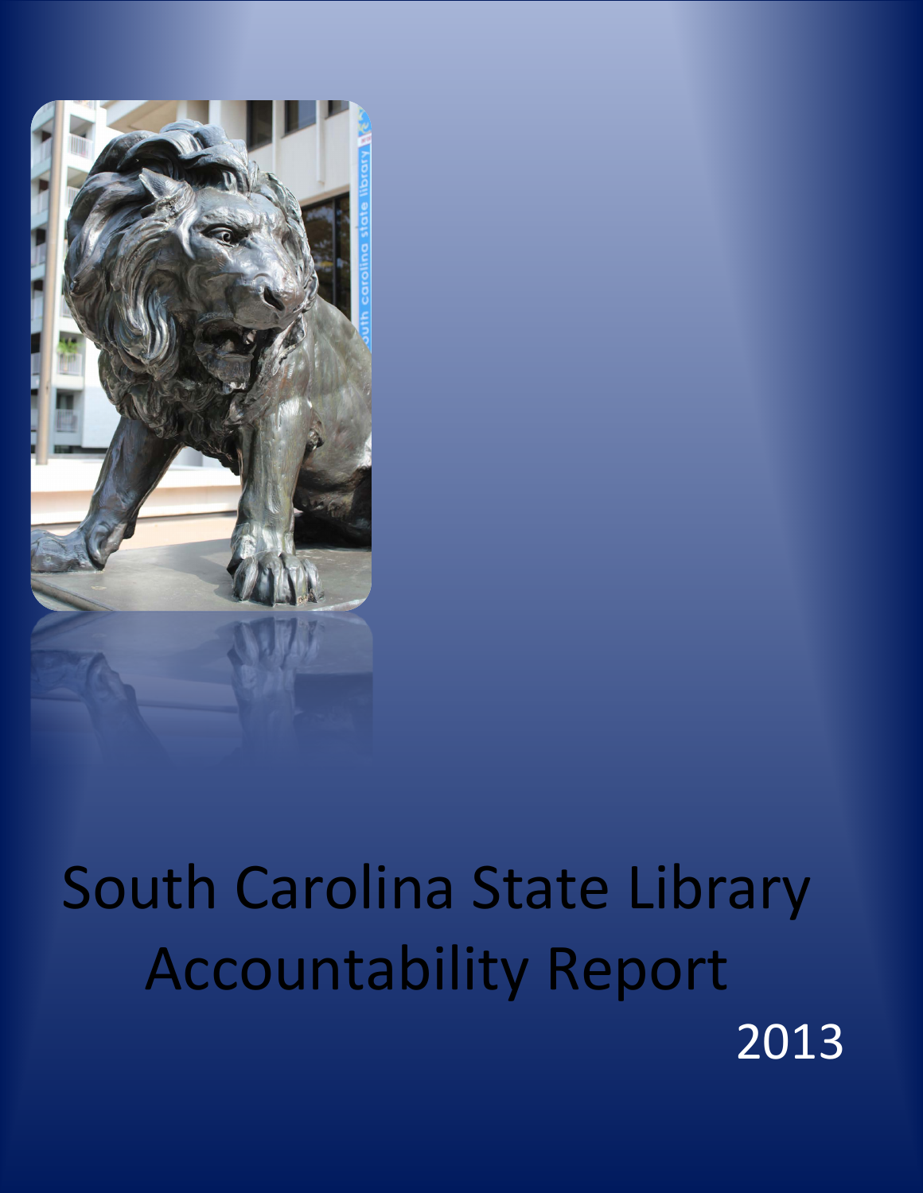# South Carolina State Library Accountability Report

2013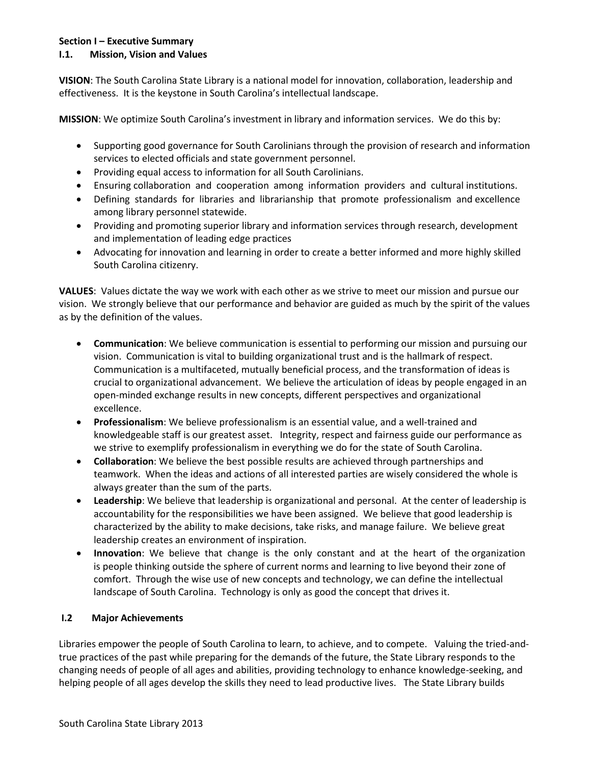**Section I – Executive Summary**

**I.1. Mission, Vision and Values**

**VISION**: The South Carolina State Library is a national model for innovation, collaboration, leadership and effectiveness. It is the keystone in South Carolina's intellectual landscape.

**MISSION**: We optimize South Carolina's investment in library and information services. We do this by:

- Supporting good governance for South Carolinians through the provision of research and information services to elected officials and state government personnel.
- Providing equal access to information for all South Carolinians.
- Ensuring collaboration and cooperation among information providers and cultural institutions.
- Defining standards for libraries and librarianship that promote professionalism and excellence among library personnel statewide.
- Providing and promoting superior library and information services through research, development and implementation of leading edge practices
- Advocating for innovation and learning in order to create a better informed and more highly skilled South Carolina citizenry.

**VALUES**: Values dictate the way we work with each other as we strive to meet our mission and pursue our vision. We strongly believe that our performance and behavior are guided as much by the spirit of the values as by the definition of the values.

- **Communication**: We believe communication is essential to performing our mission and pursuing our vision. Communication is vital to building organizational trust and is the hallmark of respect. Communication is a multifaceted, mutually beneficial process, and the transformation of ideas is crucial to organizational advancement. We believe the articulation of ideas by people engaged in an open-minded exchange results in new concepts, different perspectives and organizational excellence.
- **Professionalism**: We believe professionalism is an essential value, and a well-trained and knowledgeable staff is our greatest asset. Integrity, respect and fairness guide our performance as we strive to exemplify professionalism in everything we do for the state of South Carolina.
- **Collaboration**: We believe the best possible results are achieved through partnerships and teamwork. When the ideas and actions of all interested parties are wisely considered the whole is always greater than the sum of the parts.
- **Leadership**: We believe that leadership is organizational and personal. At the center of leadership is accountability for the responsibilities we have been assigned. We believe that good leadership is characterized by the ability to make decisions, take risks, and manage failure. We believe great leadership creates an environment of inspiration.
- **Innovation**: We believe that change is the only constant and at the heart of the organization is people thinking outside the sphere of current norms and learning to live beyond their zone of comfort. Through the wise use of new concepts and technology, we can define the intellectual landscape of South Carolina. Technology is only as good the concept that drives it.

**I.2 Major Achievements**

Libraries empower the people of South Carolina to learn, to achieve, and to compete. Valuing the tried-and-true practices of the past while preparing for the demands of the future, the State Library responds to the changing needs of people of all ages and abilities, providing technology to enhance knowledge-seeking, and helping people of all ages develop the skills they need to lead productive lives. The State Library builds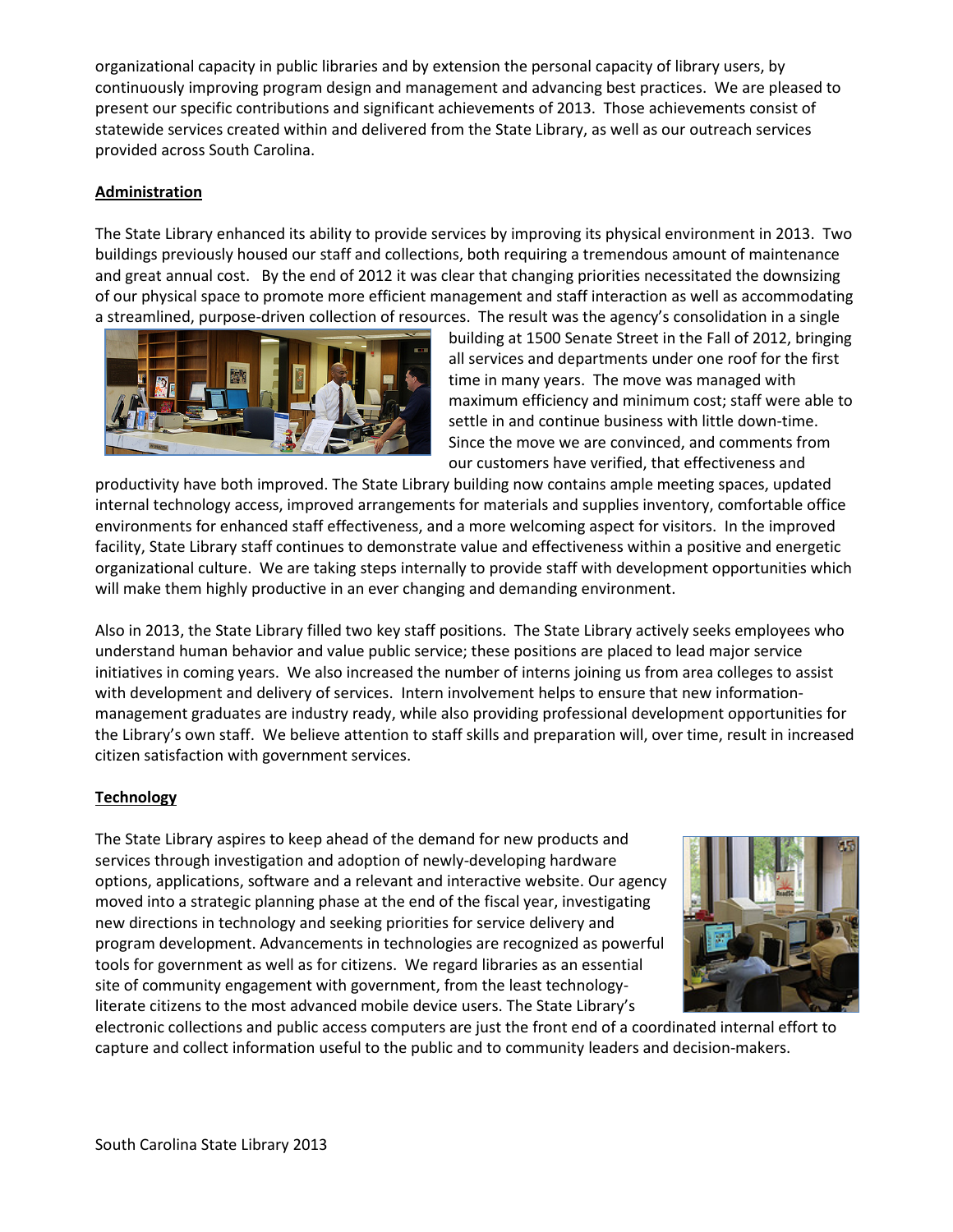organizational capacity in public libraries and by extension the personal capacity of library users, by continuously improving program design and management and advancing best practices. We are pleased to present our specific contributions and significant achievements of 2013. Those achievements consist of statewide services created within and delivered from the State Library, as well as our outreach services provided across South Carolina.

## Administration

The State Library enhanced its ability to provide services by improving its physical environment in 2013. Two buildings previously housed our staff and collections, both requiring a tremendous amount of maintenance and great annual cost. By the end of 2012 it was clear that changing priorities necessitated the downsizing of our physical space to promote more efficient management and staff interaction as well as accommodating a streamlined, purpose-driven collection of resources. The result was the agency's consolidation in a single building at 1500 Senate Street in the Fall of 2012, bringing all services and departments under one roof for the first time in many years. The move was managed with maximum efficiency and minimum cost; staff were able to settle in and continue business with little down-time. Since the move we are convinced, and comments from our customers have verified, that effectiveness and productivity have both improved. The State Library building now contains ample meeting spaces, updated internal technology access, improved arrangements for materials and supplies inventory, comfortable office environments for enhanced staff effectiveness, and a more welcoming aspect for visitors. In the improved facility, State Library staff continues to demonstrate value and effectiveness within a positive and energetic organizational culture. We are taking steps internally to provide staff with development opportunities which will make them highly productive in an ever changing and demanding environment.

Also in 2013, the State Library filled two key staff positions. The State Library actively seeks employees who understand human behavior and value public service; these positions are placed to lead major service initiatives in coming years. We also increased the number of interns joining us from area colleges to assist with development and delivery of services. Intern involvement helps to ensure that new information-management graduates are industry ready, while also providing professional development opportunities for the Library's own staff. We believe attention to staff skills and preparation will, over time, result in increased citizen satisfaction with government services.

## Technology

The State Library aspires to keep ahead of the demand for new products and services through investigation and adoption of newly-developing hardware options, applications, software and a relevant and interactive website. Our agency moved into a strategic planning phase at the end of the fiscal year, investigating new directions in technology and seeking priorities for service delivery and program development. Advancements in technologies are recognized as powerful tools for government as well as for citizens. We regard libraries as an essential site of community engagement with government, from the least technology-literate citizens to the most advanced mobile device users. The State Library's electronic collections and public access computers are just the front end of a coordinated internal effort to capture and collect information useful to the public and to community leaders and decision-makers.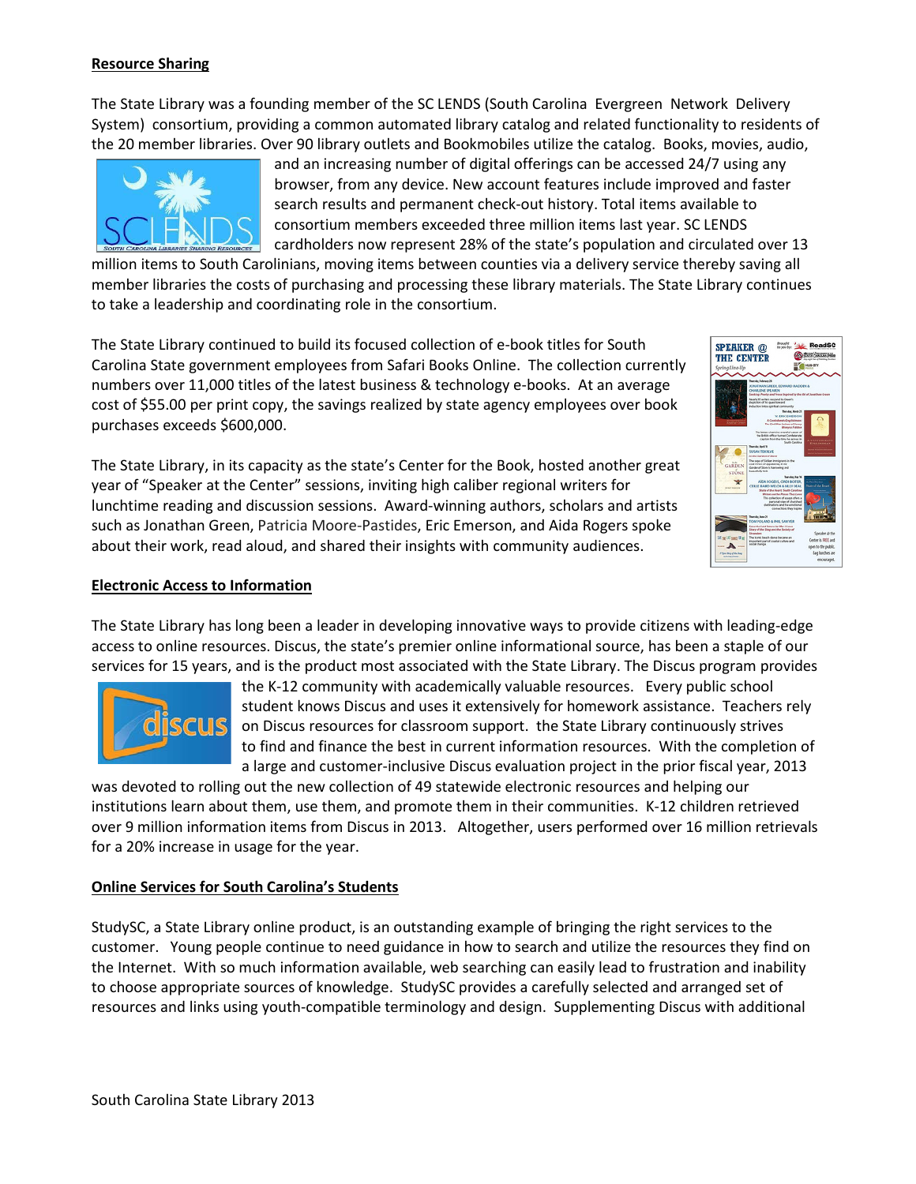**Resource Sharing**

The State Library was a founding member of the SC LENDS (South Carolina Evergreen Network Delivery System) consortium, providing a common automated library catalog and related functionality to residents of the 20 member libraries. Over 90 library outlets and Bookmobiles utilize the catalog. Books, movies, audio, and an increasing number of digital offerings can be accessed 24/7 using any browser, from any device. New account features include improved and faster search results and permanent check-out history. Total items available to consortium members exceeded three million items last year. SC LENDS cardholders now represent 28% of the state's population and circulated over 13 million items to South Carolinians, moving items between counties via a delivery service thereby saving all member libraries the costs of purchasing and processing these library materials. The State Library continues to take a leadership and coordinating role in the consortium.

The State Library continued to build its focused collection of e-book titles for South Carolina State government employees from Safari Books Online. The collection currently numbers over 11,000 titles of the latest business & technology e-books. At an average cost of $55.00 per print copy, the savings realized by state agency employees over book purchases exceeds $600,000.

The State Library, in its capacity as the state's Center for the Book, hosted another great year of "Speaker at the Center" sessions, inviting high caliber regional writers for lunchtime reading and discussion sessions. Award-winning authors, scholars and artists such as Jonathan Green, Patricia Moore-Pastides, Eric Emerson, and Aida Rogers spoke about their work, read aloud, and shared their insights with community audiences.

**Electronic Access to Information**

The State Library has long been a leader in developing innovative ways to provide citizens with leading-edge access to online resources. Discus, the state's premier online informational source, has been a staple of our services for 15 years, and is the product most associated with the State Library. The Discus program provides the K-12 community with academically valuable resources. Every public school student knows Discus and uses it extensively for homework assistance. Teachers rely on Discus resources for classroom support. the State Library continuously strives to find and finance the best in current information resources. With the completion of a large and customer-inclusive Discus evaluation project in the prior fiscal year, 2013 was devoted to rolling out the new collection of 49 statewide electronic resources and helping our institutions learn about them, use them, and promote them in their communities. K-12 children retrieved over 9 million information items from Discus in 2013. Altogether, users performed over 16 million retrievals for a 20% increase in usage for the year.

**Online Services for South Carolina's Students**

StudySC, a State Library online product, is an outstanding example of bringing the right services to the customer. Young people continue to need guidance in how to search and utilize the resources they find on the Internet. With so much information available, web searching can easily lead to frustration and inability to choose appropriate sources of knowledge. StudySC provides a carefully selected and arranged set of resources and links using youth-compatible terminology and design. Supplementing Discus with additional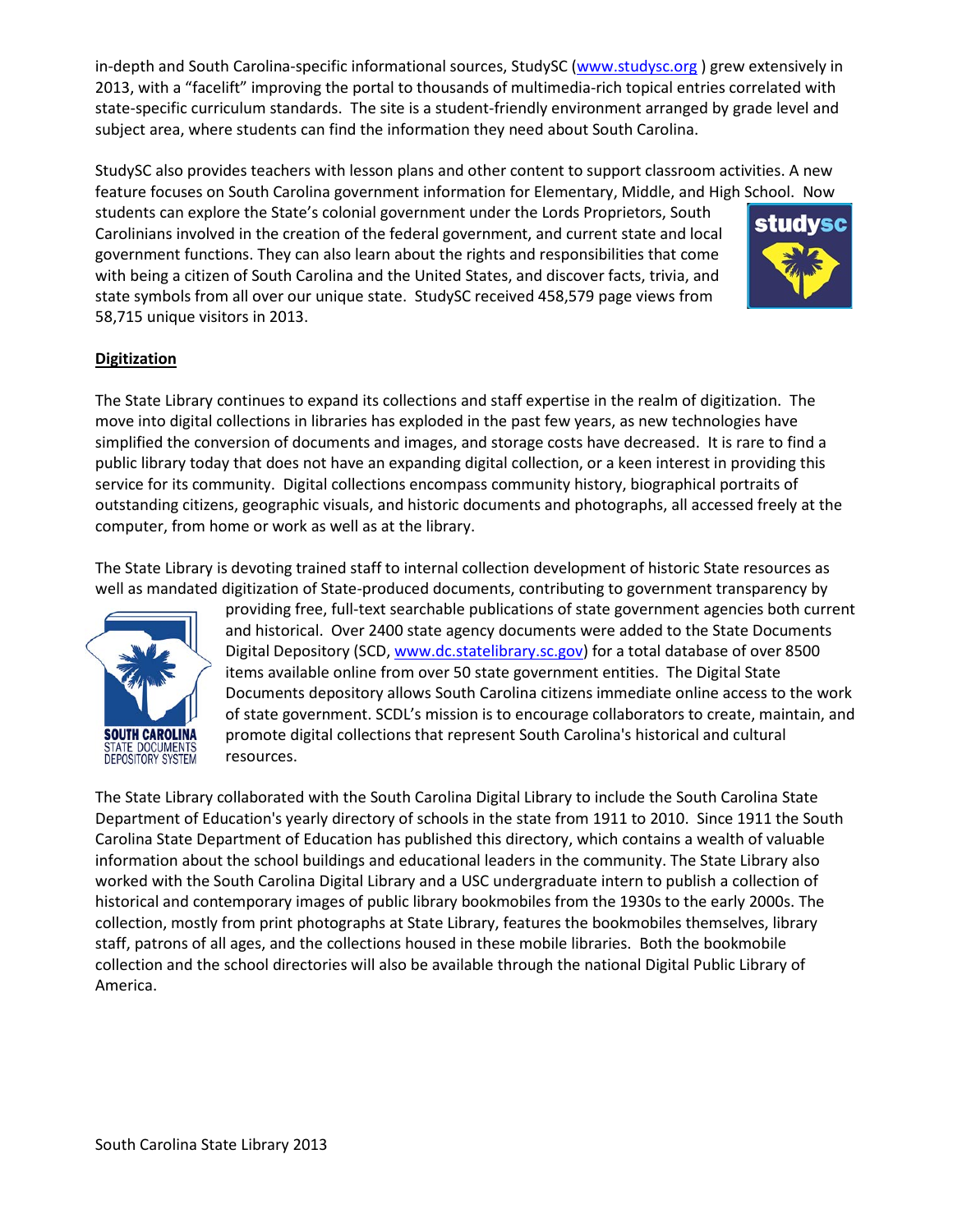in-depth and South Carolina-specific informational sources, StudySC (www.studysc.org ) grew extensively in 2013, with a "facelift" improving the portal to thousands of multimedia-rich topical entries correlated with state-specific curriculum standards. The site is a student-friendly environment arranged by grade level and subject area, where students can find the information they need about South Carolina.

StudySC also provides teachers with lesson plans and other content to support classroom activities. A new feature focuses on South Carolina government information for Elementary, Middle, and High School. Now students can explore the State's colonial government under the Lords Proprietors, South Carolinians involved in the creation of the federal government, and current state and local government functions. They can also learn about the rights and responsibilities that come with being a citizen of South Carolina and the United States, and discover facts, trivia, and state symbols from all over our unique state. StudySC received 458,579 page views from 58,715 unique visitors in 2013.

## Digitization

The State Library continues to expand its collections and staff expertise in the realm of digitization. The move into digital collections in libraries has exploded in the past few years, as new technologies have simplified the conversion of documents and images, and storage costs have decreased. It is rare to find a public library today that does not have an expanding digital collection, or a keen interest in providing this service for its community. Digital collections encompass community history, biographical portraits of outstanding citizens, geographic visuals, and historic documents and photographs, all accessed freely at the computer, from home or work as well as at the library.

The State Library is devoting trained staff to internal collection development of historic State resources as well as mandated digitization of State-produced documents, contributing to government transparency by providing free, full-text searchable publications of state government agencies both current and historical. Over 2400 state agency documents were added to the State Documents Digital Depository (SCD, www.dc.statelibrary.sc.gov) for a total database of over 8500 items available online from over 50 state government entities. The Digital State Documents depository allows South Carolina citizens immediate online access to the work of state government. SCDL's mission is to encourage collaborators to create, maintain, and promote digital collections that represent South Carolina's historical and cultural resources.

The State Library collaborated with the South Carolina Digital Library to include the South Carolina State Department of Education's yearly directory of schools in the state from 1911 to 2010. Since 1911 the South Carolina State Department of Education has published this directory, which contains a wealth of valuable information about the school buildings and educational leaders in the community. The State Library also worked with the South Carolina Digital Library and a USC undergraduate intern to publish a collection of historical and contemporary images of public library bookmobiles from the 1930s to the early 2000s. The collection, mostly from print photographs at State Library, features the bookmobiles themselves, library staff, patrons of all ages, and the collections housed in these mobile libraries. Both the bookmobile collection and the school directories will also be available through the national Digital Public Library of America.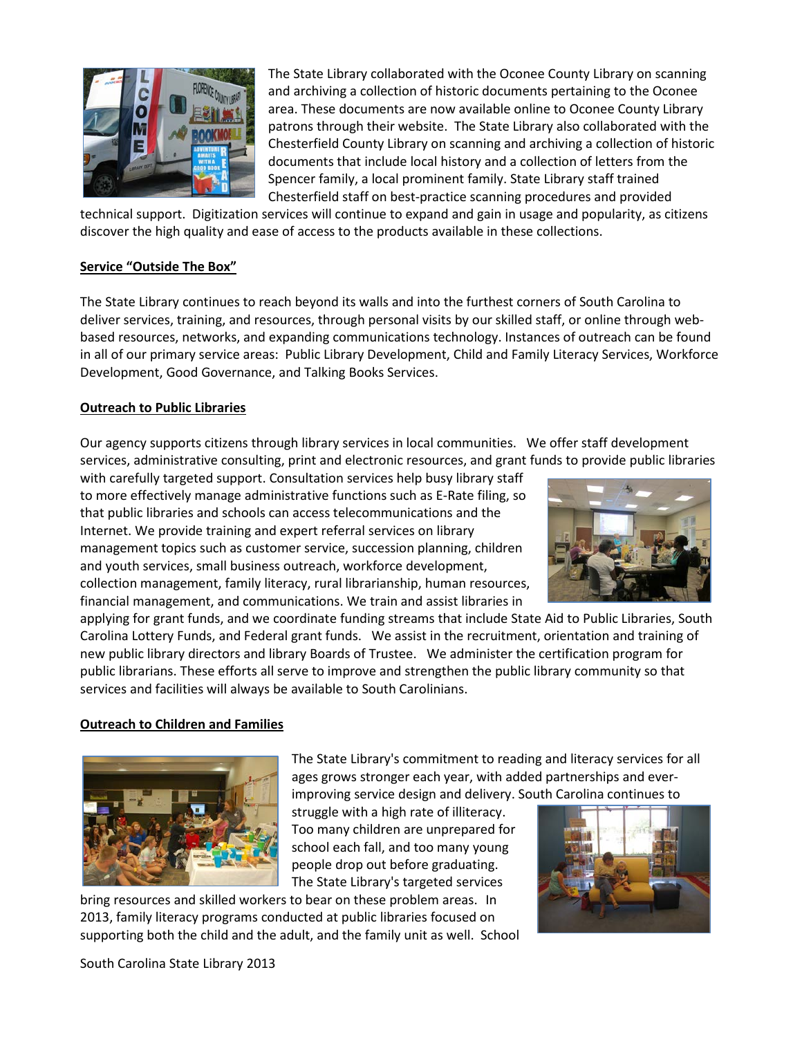The State Library collaborated with the Oconee County Library on scanning and archiving a collection of historic documents pertaining to the Oconee area. These documents are now available online to Oconee County Library patrons through their website. The State Library also collaborated with the Chesterfield County Library on scanning and archiving a collection of historic documents that include local history and a collection of letters from the Spencer family, a local prominent family. State Library staff trained Chesterfield staff on best-practice scanning procedures and provided technical support. Digitization services will continue to expand and gain in usage and popularity, as citizens discover the high quality and ease of access to the products available in these collections.

**Service "Outside The Box"**

The State Library continues to reach beyond its walls and into the furthest corners of South Carolina to deliver services, training, and resources, through personal visits by our skilled staff, or online through web-based resources, networks, and expanding communications technology. Instances of outreach can be found in all of our primary service areas: Public Library Development, Child and Family Literacy Services, Workforce Development, Good Governance, and Talking Books Services.

**Outreach to Public Libraries**

Our agency supports citizens through library services in local communities. We offer staff development services, administrative consulting, print and electronic resources, and grant funds to provide public libraries with carefully targeted support. Consultation services help busy library staff to more effectively manage administrative functions such as E-Rate filing, so that public libraries and schools can access telecommunications and the Internet. We provide training and expert referral services on library management topics such as customer service, succession planning, children and youth services, small business outreach, workforce development, collection management, family literacy, rural librarianship, human resources, financial management, and communications. We train and assist libraries in applying for grant funds, and we coordinate funding streams that include State Aid to Public Libraries, South Carolina Lottery Funds, and Federal grant funds. We assist in the recruitment, orientation and training of new public library directors and library Boards of Trustee. We administer the certification program for public librarians. These efforts all serve to improve and strengthen the public library community so that services and facilities will always be available to South Carolinians.

**Outreach to Children and Families**

The State Library's commitment to reading and literacy services for all ages grows stronger each year, with added partnerships and ever-improving service design and delivery. South Carolina continues to struggle with a high rate of illiteracy. Too many children are unprepared for school each fall, and too many young people drop out before graduating. The State Library's targeted services bring resources and skilled workers to bear on these problem areas. In 2013, family literacy programs conducted at public libraries focused on supporting both the child and the adult, and the family unit as well. School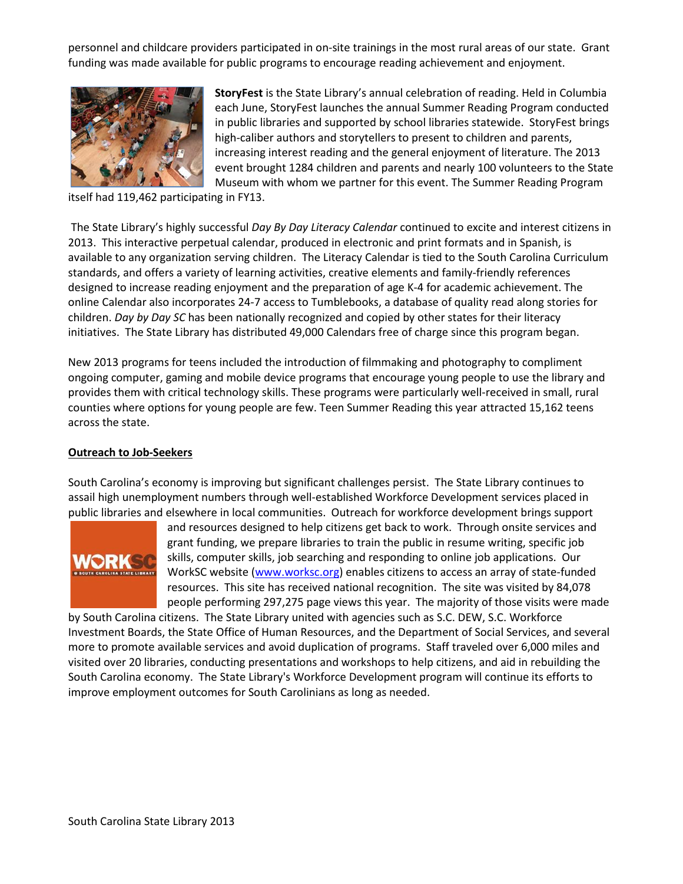personnel and childcare providers participated in on-site trainings in the most rural areas of our state. Grant funding was made available for public programs to encourage reading achievement and enjoyment.

**StoryFest** is the State Library's annual celebration of reading. Held in Columbia each June, StoryFest launches the annual Summer Reading Program conducted in public libraries and supported by school libraries statewide. StoryFest brings high-caliber authors and storytellers to present to children and parents, increasing interest reading and the general enjoyment of literature. The 2013 event brought 1284 children and parents and nearly 100 volunteers to the State Museum with whom we partner for this event. The Summer Reading Program itself had 119,462 participating in FY13.

The State Library's highly successful *Day By Day Literacy Calendar* continued to excite and interest citizens in 2013. This interactive perpetual calendar, produced in electronic and print formats and in Spanish, is available to any organization serving children. The Literacy Calendar is tied to the South Carolina Curriculum standards, and offers a variety of learning activities, creative elements and family-friendly references designed to increase reading enjoyment and the preparation of age K-4 for academic achievement. The online Calendar also incorporates 24-7 access to Tumblebooks, a database of quality read along stories for children. *Day by Day SC* has been nationally recognized and copied by other states for their literacy initiatives. The State Library has distributed 49,000 Calendars free of charge since this program began.

New 2013 programs for teens included the introduction of filmmaking and photography to compliment ongoing computer, gaming and mobile device programs that encourage young people to use the library and provides them with critical technology skills. These programs were particularly well-received in small, rural counties where options for young people are few. Teen Summer Reading this year attracted 15,162 teens across the state.

**Outreach to Job-Seekers**

South Carolina's economy is improving but significant challenges persist. The State Library continues to assail high unemployment numbers through well-established Workforce Development services placed in public libraries and elsewhere in local communities. Outreach for workforce development brings support and resources designed to help citizens get back to work. Through onsite services and grant funding, we prepare libraries to train the public in resume writing, specific job skills, computer skills, job searching and responding to online job applications. Our WorkSC website (www.worksc.org) enables citizens to access an array of state-funded resources. This site has received national recognition. The site was visited by 84,078 people performing 297,275 page views this year. The majority of those visits were made by South Carolina citizens. The State Library united with agencies such as S.C. DEW, S.C. Workforce Investment Boards, the State Office of Human Resources, and the Department of Social Services, and several more to promote available services and avoid duplication of programs. Staff traveled over 6,000 miles and visited over 20 libraries, conducting presentations and workshops to help citizens, and aid in rebuilding the South Carolina economy. The State Library's Workforce Development program will continue its efforts to improve employment outcomes for South Carolinians as long as needed.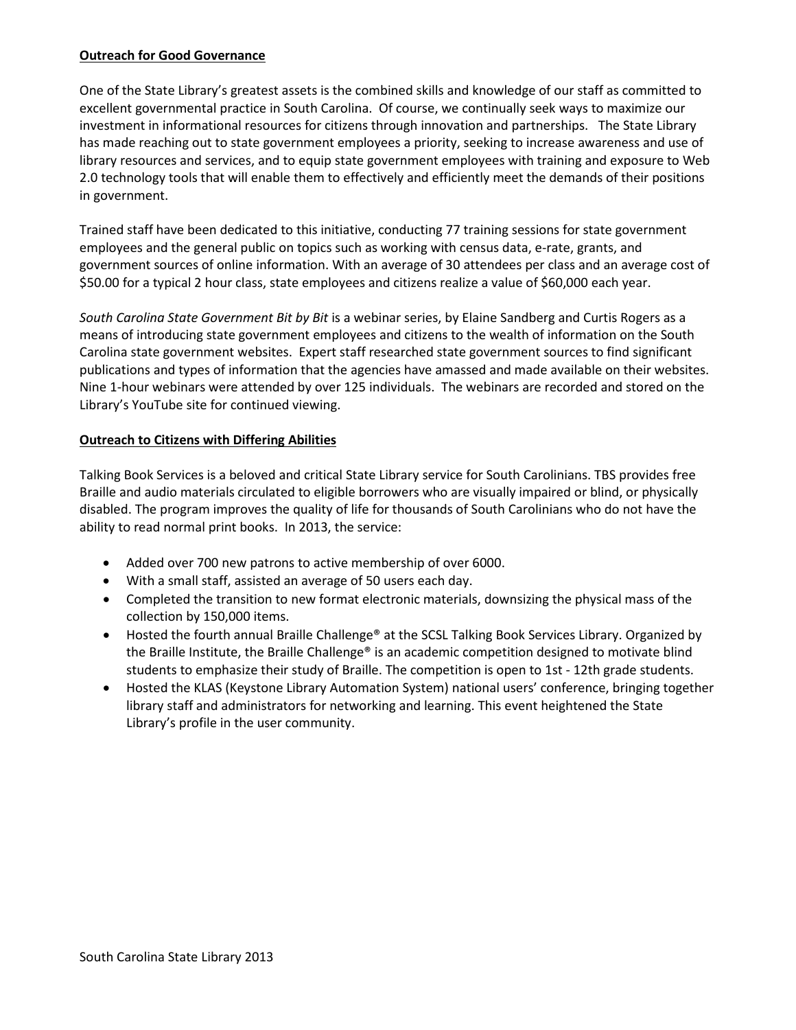## Outreach for Good Governance

One of the State Library's greatest assets is the combined skills and knowledge of our staff as committed to excellent governmental practice in South Carolina. Of course, we continually seek ways to maximize our investment in informational resources for citizens through innovation and partnerships. The State Library has made reaching out to state government employees a priority, seeking to increase awareness and use of library resources and services, and to equip state government employees with training and exposure to Web 2.0 technology tools that will enable them to effectively and efficiently meet the demands of their positions in government.

Trained staff have been dedicated to this initiative, conducting 77 training sessions for state government employees and the general public on topics such as working with census data, e-rate, grants, and government sources of online information. With an average of 30 attendees per class and an average cost of $50.00 for a typical 2 hour class, state employees and citizens realize a value of $60,000 each year.

*South Carolina State Government Bit by Bit* is a webinar series, by Elaine Sandberg and Curtis Rogers as a means of introducing state government employees and citizens to the wealth of information on the South Carolina state government websites. Expert staff researched state government sources to find significant publications and types of information that the agencies have amassed and made available on their websites. Nine 1-hour webinars were attended by over 125 individuals. The webinars are recorded and stored on the Library's YouTube site for continued viewing.

## Outreach to Citizens with Differing Abilities

Talking Book Services is a beloved and critical State Library service for South Carolinians. TBS provides free Braille and audio materials circulated to eligible borrowers who are visually impaired or blind, or physically disabled. The program improves the quality of life for thousands of South Carolinians who do not have the ability to read normal print books. In 2013, the service:

- Added over 700 new patrons to active membership of over 6000.
- With a small staff, assisted an average of 50 users each day.
- Completed the transition to new format electronic materials, downsizing the physical mass of the collection by 150,000 items.
- Hosted the fourth annual Braille Challenge® at the SCSL Talking Book Services Library. Organized by the Braille Institute, the Braille Challenge® is an academic competition designed to motivate blind students to emphasize their study of Braille. The competition is open to 1st - 12th grade students.
- Hosted the KLAS (Keystone Library Automation System) national users' conference, bringing together library staff and administrators for networking and learning. This event heightened the State Library's profile in the user community.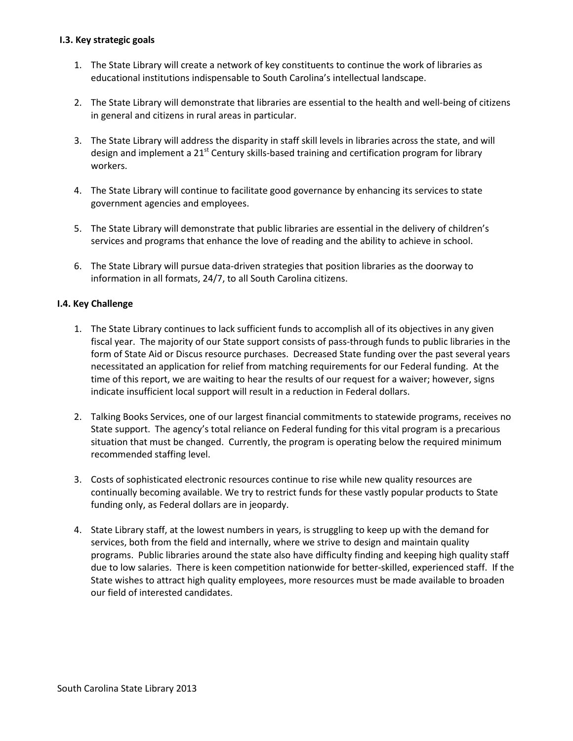### I.3. Key strategic goals

1. The State Library will create a network of key constituents to continue the work of libraries as educational institutions indispensable to South Carolina's intellectual landscape.

2. The State Library will demonstrate that libraries are essential to the health and well-being of citizens in general and citizens in rural areas in particular.

3. The State Library will address the disparity in staff skill levels in libraries across the state, and will design and implement a 21st Century skills-based training and certification program for library workers.

4. The State Library will continue to facilitate good governance by enhancing its services to state government agencies and employees.

5. The State Library will demonstrate that public libraries are essential in the delivery of children's services and programs that enhance the love of reading and the ability to achieve in school.

6. The State Library will pursue data-driven strategies that position libraries as the doorway to information in all formats, 24/7, to all South Carolina citizens.

### I.4. Key Challenge

1. The State Library continues to lack sufficient funds to accomplish all of its objectives in any given fiscal year. The majority of our State support consists of pass-through funds to public libraries in the form of State Aid or Discus resource purchases. Decreased State funding over the past several years necessitated an application for relief from matching requirements for our Federal funding. At the time of this report, we are waiting to hear the results of our request for a waiver; however, signs indicate insufficient local support will result in a reduction in Federal dollars.

2. Talking Books Services, one of our largest financial commitments to statewide programs, receives no State support. The agency's total reliance on Federal funding for this vital program is a precarious situation that must be changed. Currently, the program is operating below the required minimum recommended staffing level.

3. Costs of sophisticated electronic resources continue to rise while new quality resources are continually becoming available. We try to restrict funds for these vastly popular products to State funding only, as Federal dollars are in jeopardy.

4. State Library staff, at the lowest numbers in years, is struggling to keep up with the demand for services, both from the field and internally, where we strive to design and maintain quality programs. Public libraries around the state also have difficulty finding and keeping high quality staff due to low salaries. There is keen competition nationwide for better-skilled, experienced staff. If the State wishes to attract high quality employees, more resources must be made available to broaden our field of interested candidates.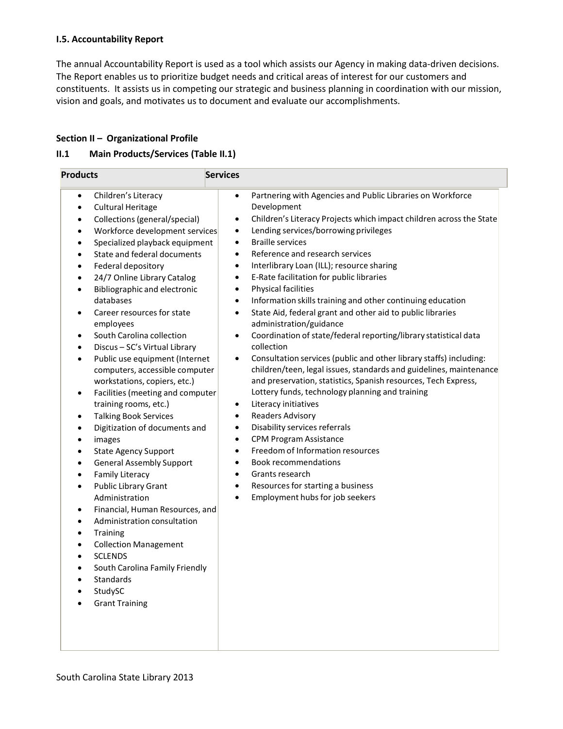### I.5. Accountability Report

The annual Accountability Report is used as a tool which assists our Agency in making data-driven decisions. The Report enables us to prioritize budget needs and critical areas of interest for our customers and constituents. It assists us in competing our strategic and business planning in coordination with our mission, vision and goals, and motivates us to document and evaluate our accomplishments.

## Section II – Organizational Profile

### II.1 Main Products/Services (Table II.1)

| Products | Services |
| --- | --- |
| • Children's Literacy<br>• Cultural Heritage<br>• Collections (general/special)<br>• Workforce development services<br>• Specialized playback equipment<br>• State and federal documents<br>• Federal depository<br>• 24/7 Online Library Catalog<br>• Bibliographic and electronic databases<br>• Career resources for state employees<br>• South Carolina collection<br>• Discus – SC's Virtual Library<br>• Public use equipment (Internet computers, accessible computer workstations, copiers, etc.)<br>• Facilities (meeting and computer training rooms, etc.)<br>• Talking Book Services<br>• Digitization of documents and<br>• images<br>• State Agency Support<br>• General Assembly Support<br>• Family Literacy<br>• Public Library Grant Administration<br>• Financial, Human Resources, and<br>• Administration consultation<br>• Training<br>• Collection Management<br>• SCLENDS<br>• South Carolina Family Friendly<br>• Standards<br>• StudySC<br>• Grant Training | • Partnering with Agencies and Public Libraries on Workforce Development<br>• Children's Literacy Projects which impact children across the State<br>• Lending services/borrowing privileges<br>• Braille services<br>• Reference and research services<br>• Interlibrary Loan (ILL); resource sharing<br>• E-Rate facilitation for public libraries<br>• Physical facilities<br>• Information skills training and other continuing education<br>• State Aid, federal grant and other aid to public libraries administration/guidance<br>• Coordination of state/federal reporting/library statistical data collection<br>• Consultation services (public and other library staffs) including: children/teen, legal issues, standards and guidelines, maintenance and preservation, statistics, Spanish resources, Tech Express, Lottery funds, technology planning and training<br>• Literacy initiatives<br>• Readers Advisory<br>• Disability services referrals<br>• CPM Program Assistance<br>• Freedom of Information resources<br>• Book recommendations<br>• Grants research<br>• Resources for starting a business<br>• Employment hubs for job seekers |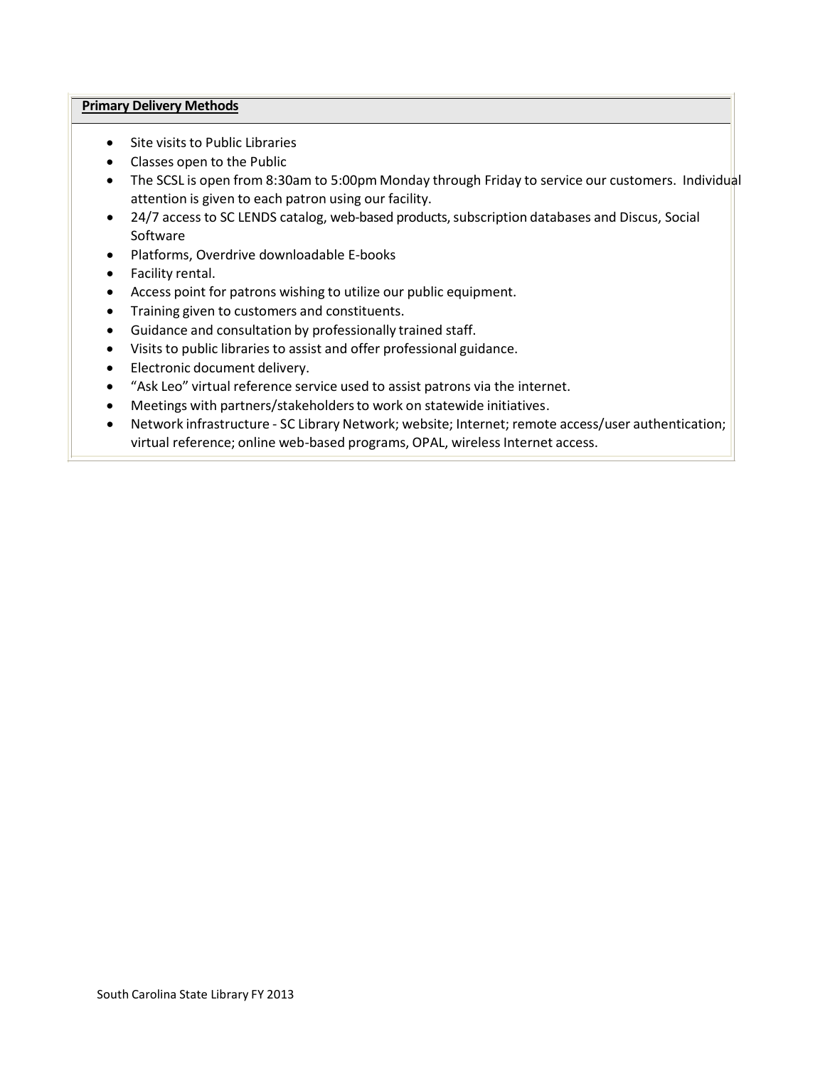**Primary Delivery Methods**

- Site visits to Public Libraries
- Classes open to the Public
- The SCSL is open from 8:30am to 5:00pm Monday through Friday to service our customers. Individual attention is given to each patron using our facility.
- 24/7 access to SC LENDS catalog, web-based products, subscription databases and Discus, Social Software
- Platforms, Overdrive downloadable E-books
- Facility rental.
- Access point for patrons wishing to utilize our public equipment.
- Training given to customers and constituents.
- Guidance and consultation by professionally trained staff.
- Visits to public libraries to assist and offer professional guidance.
- Electronic document delivery.
- "Ask Leo" virtual reference service used to assist patrons via the internet.
- Meetings with partners/stakeholders to work on statewide initiatives.
- Network infrastructure - SC Library Network; website; Internet; remote access/user authentication; virtual reference; online web-based programs, OPAL, wireless Internet access.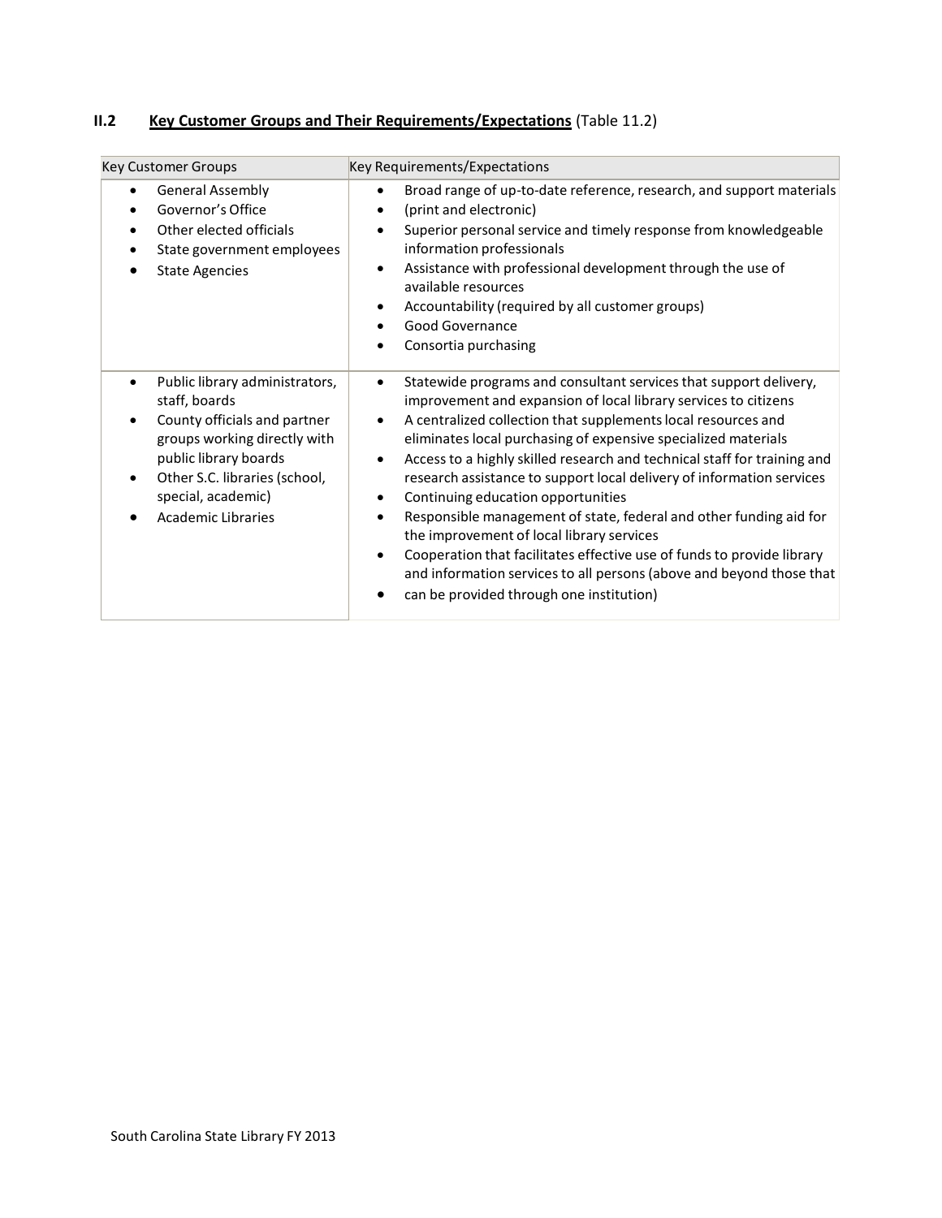## II.2 **Key Customer Groups and Their Requirements/Expectations** (Table 11.2)

| Key Customer Groups | Key Requirements/Expectations |
|---|---|
| • General Assembly<br>• Governor's Office<br>• Other elected officials<br>• State government employees<br>• State Agencies | • Broad range of up-to-date reference, research, and support materials<br>• (print and electronic)<br>• Superior personal service and timely response from knowledgeable information professionals<br>• Assistance with professional development through the use of available resources<br>• Accountability (required by all customer groups)<br>• Good Governance<br>• Consortia purchasing |
| • Public library administrators, staff, boards<br>• County officials and partner groups working directly with public library boards<br>• Other S.C. libraries (school, special, academic)<br>• Academic Libraries | • Statewide programs and consultant services that support delivery, improvement and expansion of local library services to citizens<br>• A centralized collection that supplements local resources and eliminates local purchasing of expensive specialized materials<br>• Access to a highly skilled research and technical staff for training and research assistance to support local delivery of information services<br>• Continuing education opportunities<br>• Responsible management of state, federal and other funding aid for the improvement of local library services<br>• Cooperation that facilitates effective use of funds to provide library and information services to all persons (above and beyond those that<br>• can be provided through one institution) |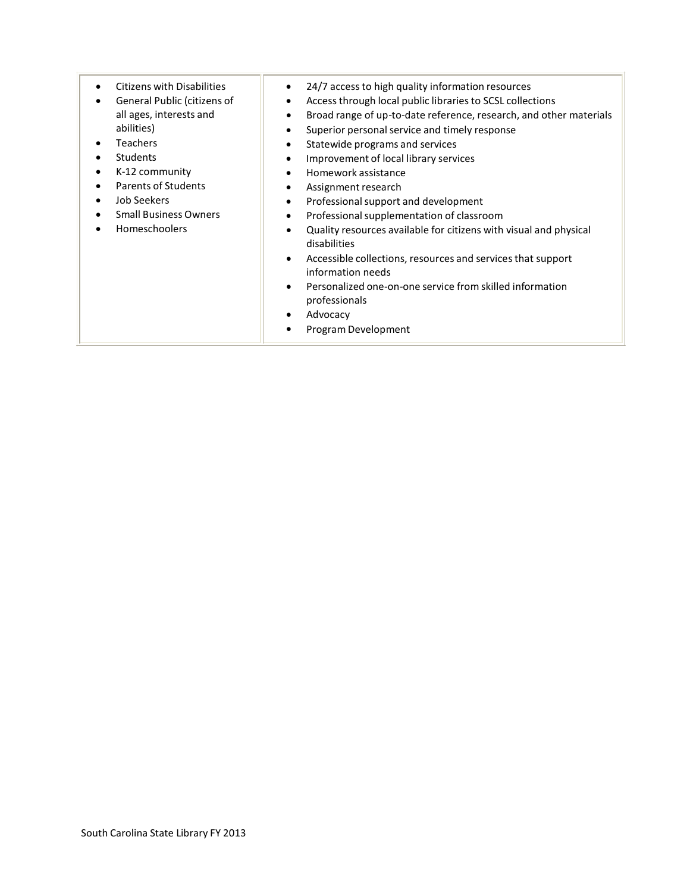| | |
|---|---|
| • Citizens with Disabilities<br>• General Public (citizens of all ages, interests and abilities)<br>• Teachers<br>• Students<br>• K-12 community<br>• Parents of Students<br>• Job Seekers<br>• Small Business Owners<br>• Homeschoolers | • 24/7 access to high quality information resources<br>• Access through local public libraries to SCSL collections<br>• Broad range of up-to-date reference, research, and other materials<br>• Superior personal service and timely response<br>• Statewide programs and services<br>• Improvement of local library services<br>• Homework assistance<br>• Assignment research<br>• Professional support and development<br>• Professional supplementation of classroom<br>• Quality resources available for citizens with visual and physical disabilities<br>• Accessible collections, resources and services that support information needs<br>• Personalized one-on-one service from skilled information professionals<br>• Advocacy<br>• Program Development |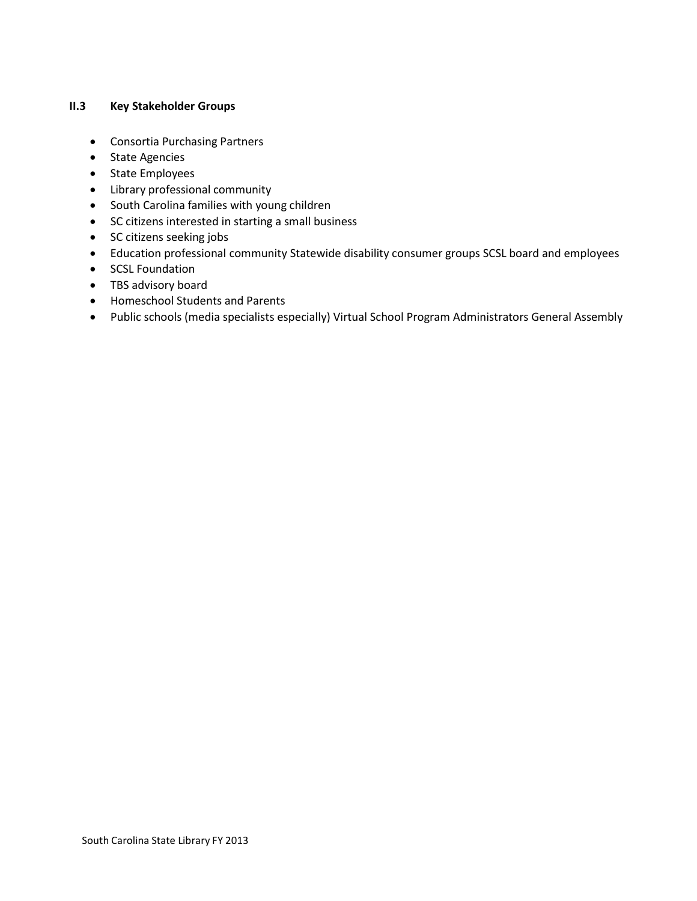### II.3 Key Stakeholder Groups

- Consortia Purchasing Partners
- State Agencies
- State Employees
- Library professional community
- South Carolina families with young children
- SC citizens interested in starting a small business
- SC citizens seeking jobs
- Education professional community Statewide disability consumer groups SCSL board and employees
- SCSL Foundation
- TBS advisory board
- Homeschool Students and Parents
- Public schools (media specialists especially) Virtual School Program Administrators General Assembly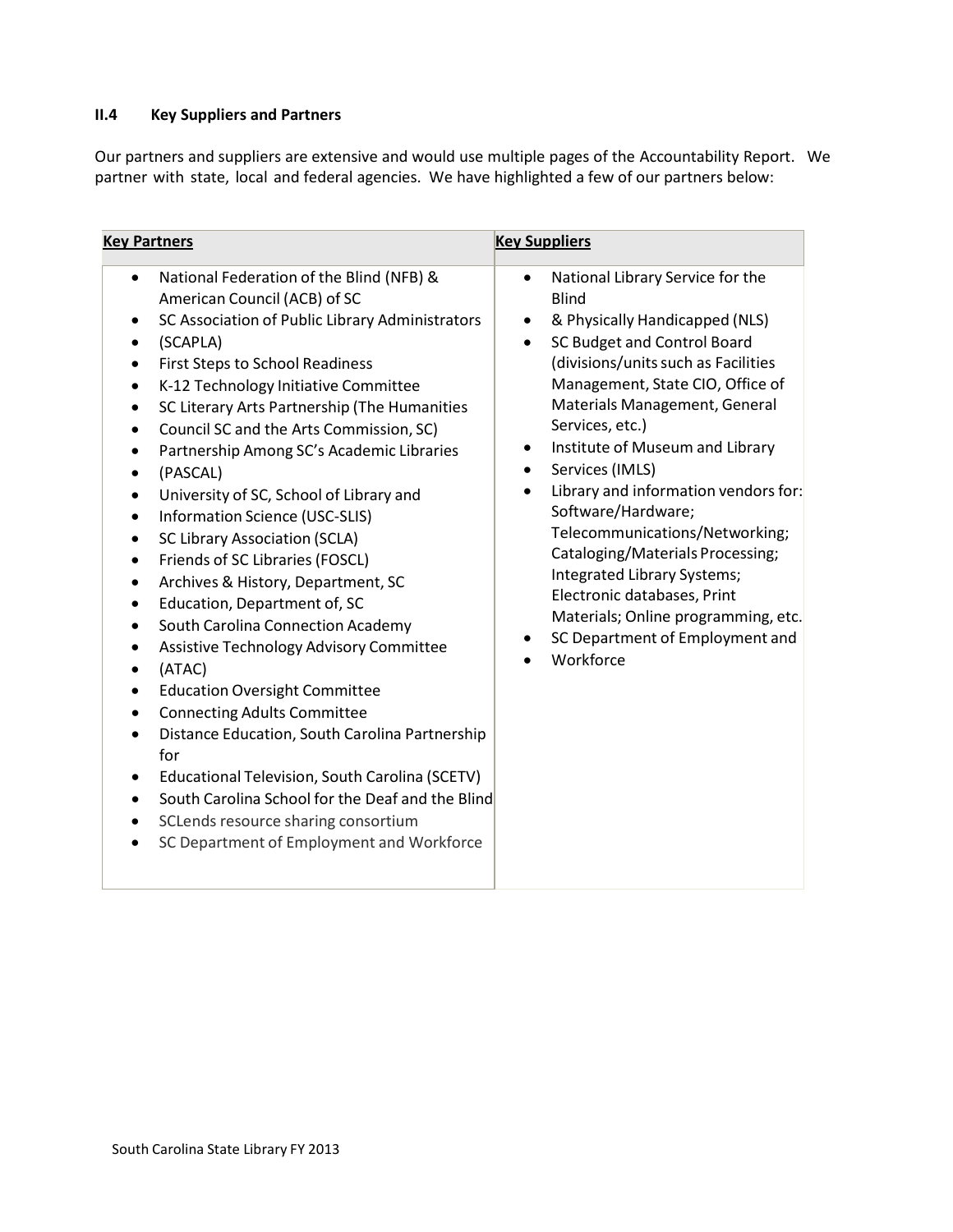### II.4 Key Suppliers and Partners

Our partners and suppliers are extensive and would use multiple pages of the Accountability Report. We partner with state, local and federal agencies. We have highlighted a few of our partners below:

| Key Partners | Key Suppliers |
|---|---|
| • National Federation of the Blind (NFB) & American Council (ACB) of SC<br>• SC Association of Public Library Administrators<br>• (SCAPLA)<br>• First Steps to School Readiness<br>• K-12 Technology Initiative Committee<br>• SC Literary Arts Partnership (The Humanities<br>• Council SC and the Arts Commission, SC)<br>• Partnership Among SC's Academic Libraries<br>• (PASCAL)<br>• University of SC, School of Library and<br>• Information Science (USC-SLIS)<br>• SC Library Association (SCLA)<br>• Friends of SC Libraries (FOSCL)<br>• Archives & History, Department, SC<br>• Education, Department of, SC<br>• South Carolina Connection Academy<br>• Assistive Technology Advisory Committee<br>• (ATAC)<br>• Education Oversight Committee<br>• Connecting Adults Committee<br>• Distance Education, South Carolina Partnership for<br>• Educational Television, South Carolina (SCETV)<br>• South Carolina School for the Deaf and the Blind<br>• SCLends resource sharing consortium<br>• SC Department of Employment and Workforce | • National Library Service for the Blind<br>• & Physically Handicapped (NLS)<br>• SC Budget and Control Board (divisions/units such as Facilities Management, State CIO, Office of Materials Management, General Services, etc.)<br>• Institute of Museum and Library<br>• Services (IMLS)<br>• Library and information vendors for: Software/Hardware; Telecommunications/Networking; Cataloging/Materials Processing; Integrated Library Systems; Electronic databases, Print Materials; Online programming, etc.<br>• SC Department of Employment and<br>• Workforce |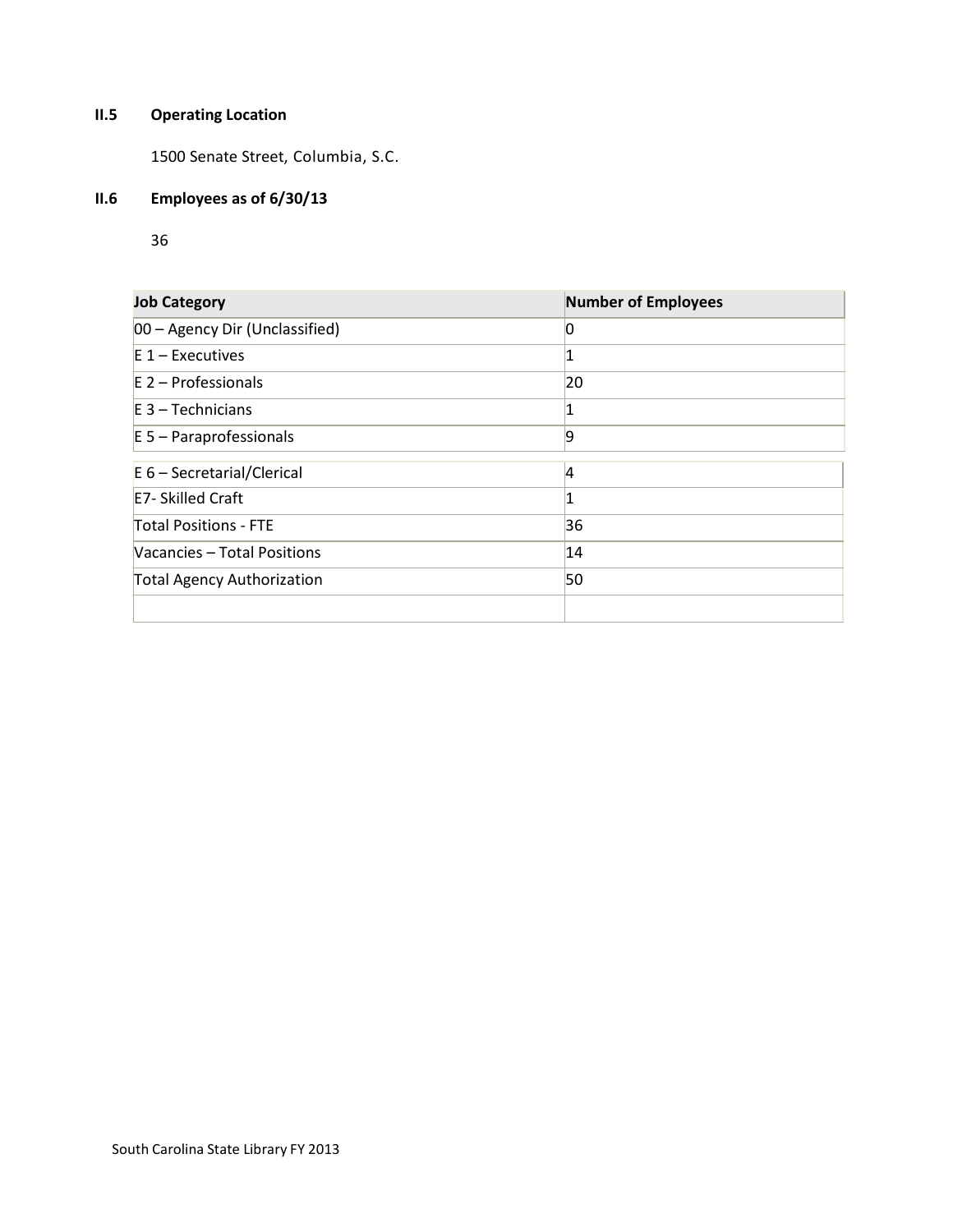## II.5 Operating Location

1500 Senate Street, Columbia, S.C.

## II.6 Employees as of 6/30/13

36

| Job Category | Number of Employees |
| --- | --- |
| 00 – Agency Dir (Unclassified) | 0 |
| E 1 – Executives | 1 |
| E 2 – Professionals | 20 |
| E 3 – Technicians | 1 |
| E 5 – Paraprofessionals | 9 |
| E 6 – Secretarial/Clerical | 4 |
| E7- Skilled Craft | 1 |
| Total Positions - FTE | 36 |
| Vacancies – Total Positions | 14 |
| Total Agency Authorization | 50 |
| | |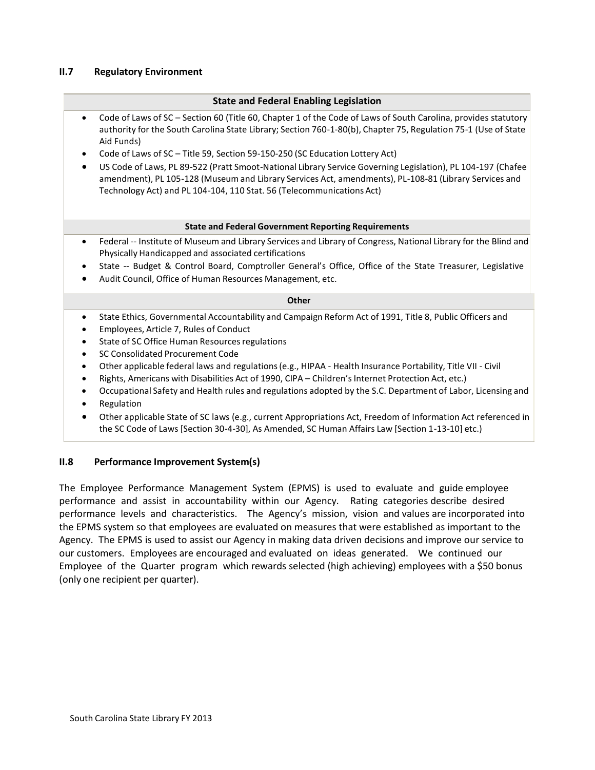### II.7 Regulatory Environment

**State and Federal Enabling Legislation**

- Code of Laws of SC – Section 60 (Title 60, Chapter 1 of the Code of Laws of South Carolina, provides statutory authority for the South Carolina State Library; Section 760-1-80(b), Chapter 75, Regulation 75-1 (Use of State Aid Funds)
- Code of Laws of SC – Title 59, Section 59-150-250 (SC Education Lottery Act)
- US Code of Laws, PL 89-522 (Pratt Smoot-National Library Service Governing Legislation), PL 104-197 (Chafee amendment), PL 105-128 (Museum and Library Services Act, amendments), PL-108-81 (Library Services and Technology Act) and PL 104-104, 110 Stat. 56 (Telecommunications Act)

**State and Federal Government Reporting Requirements**

- Federal -- Institute of Museum and Library Services and Library of Congress, National Library for the Blind and Physically Handicapped and associated certifications
- State -- Budget & Control Board, Comptroller General's Office, Office of the State Treasurer, Legislative
- Audit Council, Office of Human Resources Management, etc.

**Other**

- State Ethics, Governmental Accountability and Campaign Reform Act of 1991, Title 8, Public Officers and
- Employees, Article 7, Rules of Conduct
- State of SC Office Human Resources regulations
- SC Consolidated Procurement Code
- Other applicable federal laws and regulations (e.g., HIPAA - Health Insurance Portability, Title VII - Civil
- Rights, Americans with Disabilities Act of 1990, CIPA – Children's Internet Protection Act, etc.)
- Occupational Safety and Health rules and regulations adopted by the S.C. Department of Labor, Licensing and
- Regulation
- Other applicable State of SC laws (e.g., current Appropriations Act, Freedom of Information Act referenced in the SC Code of Laws [Section 30-4-30], As Amended, SC Human Affairs Law [Section 1-13-10] etc.)

### II.8 Performance Improvement System(s)

The Employee Performance Management System (EPMS) is used to evaluate and guide employee performance and assist in accountability within our Agency. Rating categories describe desired performance levels and characteristics. The Agency's mission, vision and values are incorporated into the EPMS system so that employees are evaluated on measures that were established as important to the Agency. The EPMS is used to assist our Agency in making data driven decisions and improve our service to our customers. Employees are encouraged and evaluated on ideas generated. We continued our Employee of the Quarter program which rewards selected (high achieving) employees with a $50 bonus (only one recipient per quarter).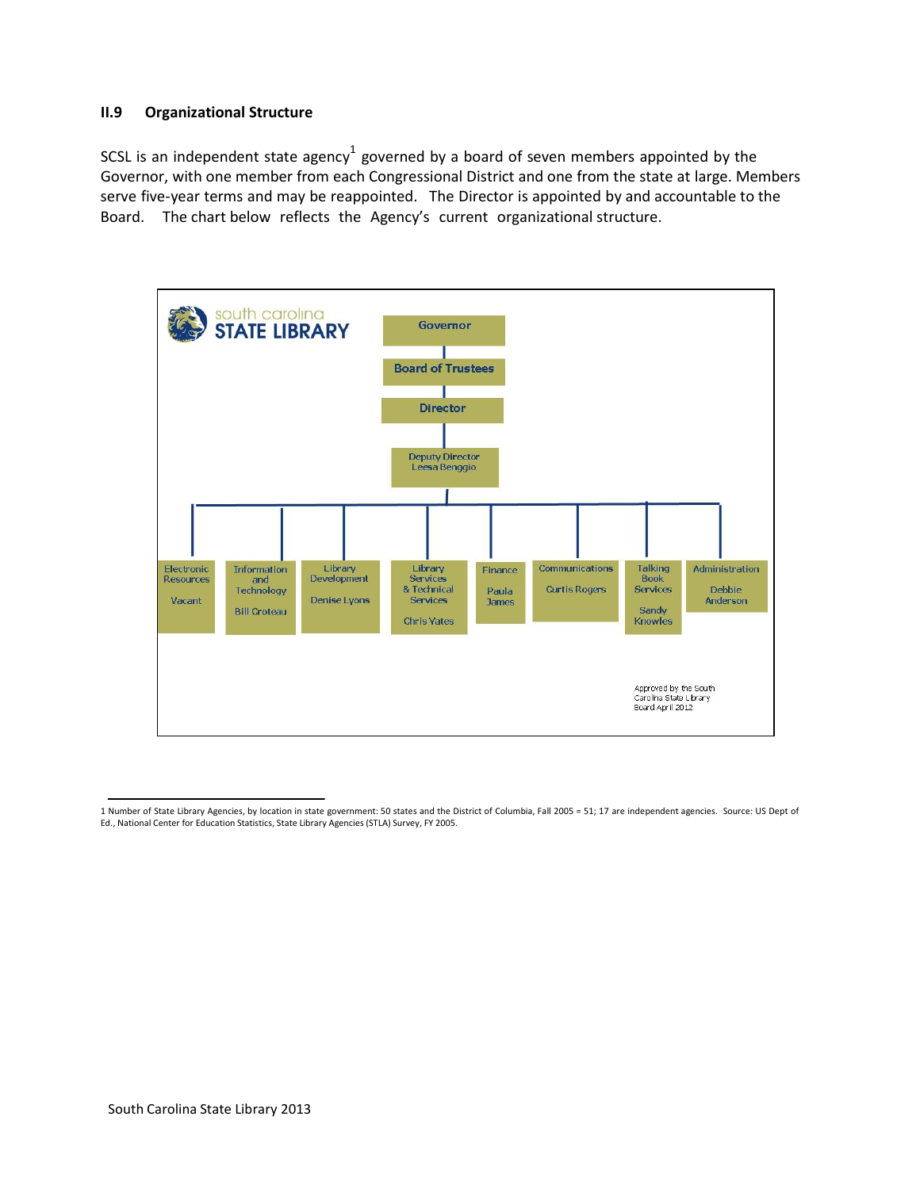## II.9 Organizational Structure

SCSL is an independent state agency[1] governed by a board of seven members appointed by the Governor, with one member from each Congressional District and one from the state at large. Members serve five-year terms and may be reappointed. The Director is appointed by and accountable to the Board. The chart below reflects the Agency's current organizational structure.

south carolina STATE LIBRARY

- Governor
  - Board of Trustees
    - Director
      - Deputy Director Leesa Benggio
        - Electronic Resources — Vacant
        - Information and Technology — Bill Croteau
        - Library Development — Denise Lyons
        - Library Services & Technical Services — Chris Yates
        - Finance — Paula James
        - Communications — Curtis Rogers
        - Talking Book Services — Sandy Knowles
        - Administration — Debbie Anderson

Approved by the South Carolina State Library Board April 2012

---

1 Number of State Library Agencies, by location in state government: 50 states and the District of Columbia, Fall 2005 = 51; 17 are independent agencies. Source: US Dept of Ed., National Center for Education Statistics, State Library Agencies (STLA) Survey, FY 2005.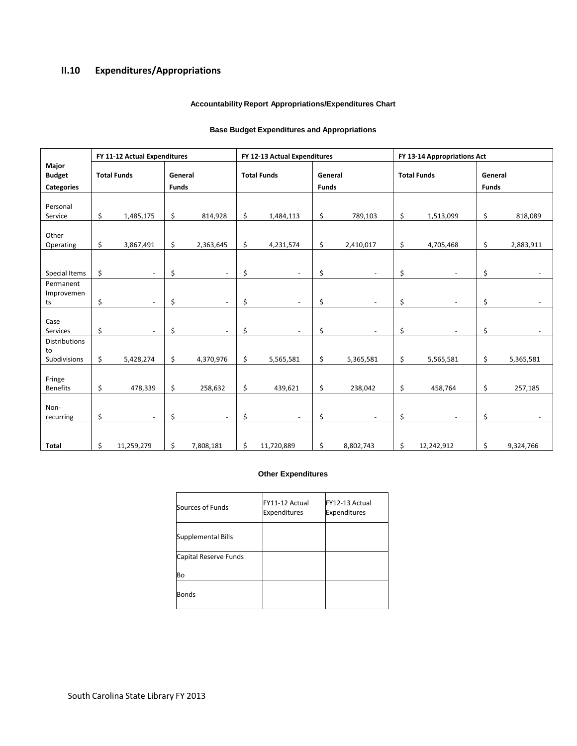## II.10 Expenditures/Appropriations

**Accountability Report Appropriations/Expenditures Chart**

**Base Budget Expenditures and Appropriations**

| Major Budget Categories | FY 11-12 Actual Expenditures | | FY 12-13 Actual Expenditures | | FY 13-14 Appropriations Act | |
|---|---|---|---|---|---|---|
| | Total Funds | General Funds | Total Funds | General Funds | Total Funds | General Funds |
| Personal Service | $ 1,485,175 | $ 814,928 | $ 1,484,113 | $ 789,103 | $ 1,513,099 | $ 818,089 |
| Other Operating | $ 3,867,491 | $ 2,363,645 | $ 4,231,574 | $ 2,410,017 | $ 4,705,468 | $ 2,883,911 |
| Special Items | $ - | $ - | $ - | $ - | $ - | $ - |
| Permanent Improvements | $ - | $ - | $ - | $ - | $ - | $ - |
| Case Services | $ - | $ - | $ - | $ - | $ - | $ - |
| Distributions to Subdivisions | $ 5,428,274 | $ 4,370,976 | $ 5,565,581 | $ 5,365,581 | $ 5,565,581 | $ 5,365,581 |
| Fringe Benefits | $ 478,339 | $ 258,632 | $ 439,621 | $ 238,042 | $ 458,764 | $ 257,185 |
| Non-recurring | $ - | $ - | $ - | $ - | $ - | $ - |
| **Total** | $ 11,259,279 | $ 7,808,181 | $ 11,720,889 | $ 8,802,743 | $ 12,242,912 | $ 9,324,766 |

**Other Expenditures**

| Sources of Funds | FY11-12 Actual Expenditures | FY12-13 Actual Expenditures |
|---|---|---|
| Supplemental Bills | | |
| Capital Reserve Funds Bo | | |
| Bonds | | |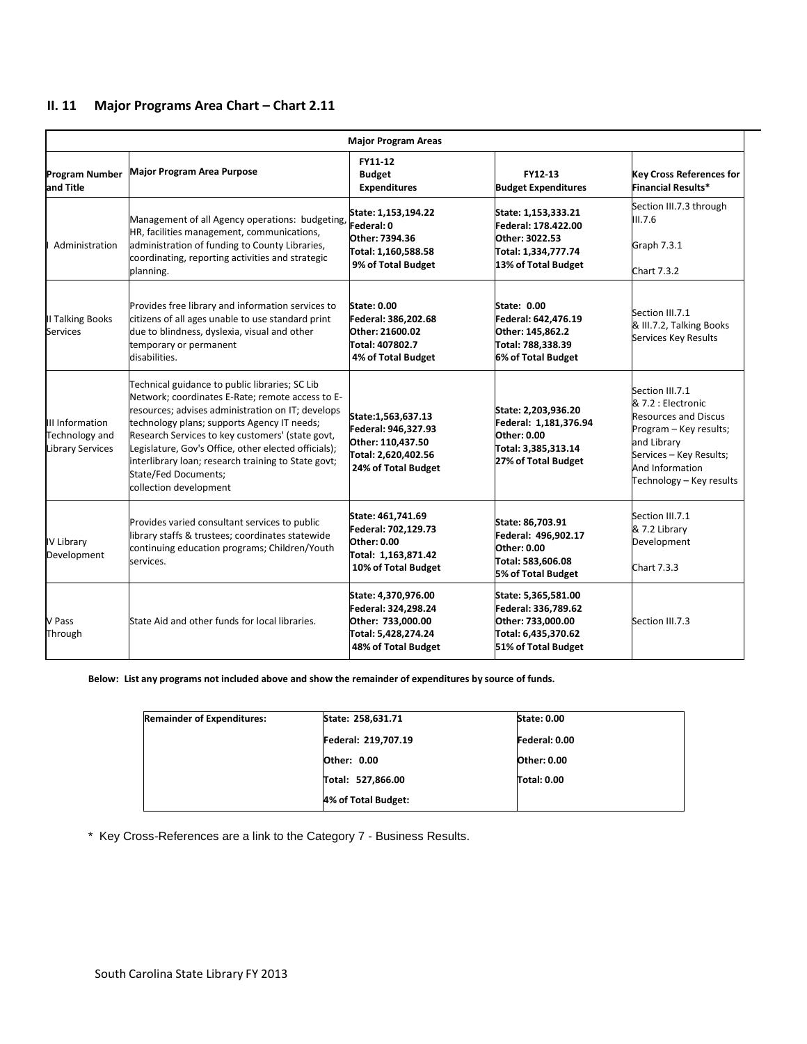## II. 11 Major Programs Area Chart – Chart 2.11

| Major Program Areas | | | | |
|---|---|---|---|---|
| **Program Number and Title** | **Major Program Area Purpose** | **FY11-12 Budget Expenditures** | **FY12-13 Budget Expenditures** | **Key Cross References for Financial Results*** |
| I Administration | Management of all Agency operations: budgeting, HR, facilities management, communications, administration of funding to County Libraries, coordinating, reporting activities and strategic planning. | **State: 1,153,194.22**<br>**Federal: 0**<br>**Other: 7394.36**<br>**Total: 1,160,588.58**<br>**9% of Total Budget** | **State: 1,153,333.21**<br>**Federal: 178.422.00**<br>**Other: 3022.53**<br>**Total: 1,334,777.74**<br>**13% of Total Budget** | Section III.7.3 through III.7.6<br>Graph 7.3.1<br>Chart 7.3.2 |
| II Talking Books Services | Provides free library and information services to citizens of all ages unable to use standard print due to blindness, dyslexia, visual and other temporary or permanent disabilities. | **State: 0.00**<br>**Federal: 386,202.68**<br>**Other: 21600.02**<br>**Total: 407802.7**<br>**4% of Total Budget** | **State: 0.00**<br>**Federal: 642,476.19**<br>**Other: 145,862.2**<br>**Total: 788,338.39**<br>**6% of Total Budget** | Section III.7.1 & III.7.2, Talking Books Services Key Results |
| III Information Technology and Library Services | Technical guidance to public libraries; SC Lib Network; coordinates E-Rate; remote access to E-resources; advises administration on IT; develops technology plans; supports Agency IT needs; Research Services to key customers' (state govt, Legislature, Gov's Office, other elected officials); interlibrary loan; research training to State govt; State/Fed Documents; collection development | **State:1,563,637.13**<br>**Federal: 946,327.93**<br>**Other: 110,437.50**<br>**Total: 2,620,402.56**<br>**24% of Total Budget** | **State: 2,203,936.20**<br>**Federal: 1,181,376.94**<br>**Other: 0.00**<br>**Total: 3,385,313.14**<br>**27% of Total Budget** | Section III.7.1 & 7.2 : Electronic Resources and Discus Program – Key results; and Library Services – Key Results; And Information Technology – Key results |
| IV Library Development | Provides varied consultant services to public library staffs & trustees; coordinates statewide continuing education programs; Children/Youth services. | **State: 461,741.69**<br>**Federal: 702,129.73**<br>**Other: 0.00**<br>**Total: 1,163,871.42**<br>**10% of Total Budget** | **State: 86,703.91**<br>**Federal: 496,902.17**<br>**Other: 0.00**<br>**Total: 583,606.08**<br>**5% of Total Budget** | Section III.7.1 & 7.2 Library Development<br>Chart 7.3.3 |
| V Pass Through | State Aid and other funds for local libraries. | **State: 4,370,976.00**<br>**Federal: 324,298.24**<br>**Other: 733,000.00**<br>**Total: 5,428,274.24**<br>**48% of Total Budget** | **State: 5,365,581.00**<br>**Federal: 336,789.62**<br>**Other: 733,000.00**<br>**Total: 6,435,370.62**<br>**51% of Total Budget** | Section III.7.3 |

**Below: List any programs not included above and show the remainder of expenditures by source of funds.**

| **Remainder of Expenditures:** | **State: 258,631.71** | **State: 0.00** |
|---|---|---|
| | **Federal: 219,707.19** | **Federal: 0.00** |
| | **Other: 0.00** | **Other: 0.00** |
| | **Total: 527,866.00** | **Total: 0.00** |
| | **4% of Total Budget:** | |

\* Key Cross-References are a link to the Category 7 - Business Results.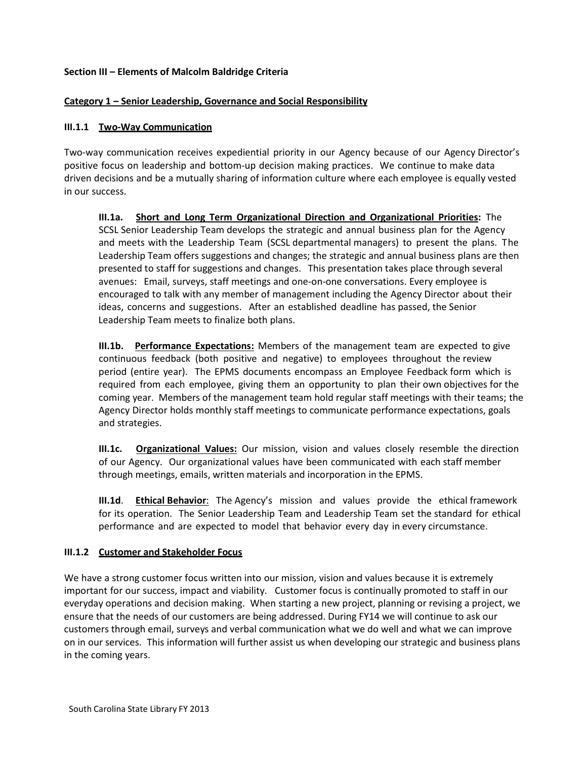**Section III – Elements of Malcolm Baldridge Criteria**

**Category 1 – Senior Leadership, Governance and Social Responsibility**

**III.1.1 Two-Way Communication**

Two-way communication receives expediential priority in our Agency because of our Agency Director's positive focus on leadership and bottom-up decision making practices. We continue to make data driven decisions and be a mutually sharing of information culture where each employee is equally vested in our success.

**III.1a. Short and Long Term Organizational Direction and Organizational Priorities:** The SCSL Senior Leadership Team develops the strategic and annual business plan for the Agency and meets with the Leadership Team (SCSL departmental managers) to present the plans. The Leadership Team offers suggestions and changes; the strategic and annual business plans are then presented to staff for suggestions and changes. This presentation takes place through several avenues: Email, surveys, staff meetings and one-on-one conversations. Every employee is encouraged to talk with any member of management including the Agency Director about their ideas, concerns and suggestions. After an established deadline has passed, the Senior Leadership Team meets to finalize both plans.

**III.1b. Performance Expectations:** Members of the management team are expected to give continuous feedback (both positive and negative) to employees throughout the review period (entire year). The EPMS documents encompass an Employee Feedback form which is required from each employee, giving them an opportunity to plan their own objectives for the coming year. Members of the management team hold regular staff meetings with their teams; the Agency Director holds monthly staff meetings to communicate performance expectations, goals and strategies.

**III.1c. Organizational Values:** Our mission, vision and values closely resemble the direction of our Agency. Our organizational values have been communicated with each staff member through meetings, emails, written materials and incorporation in the EPMS.

**III.1d. Ethical Behavior**: The Agency's mission and values provide the ethical framework for its operation. The Senior Leadership Team and Leadership Team set the standard for ethical performance and are expected to model that behavior every day in every circumstance.

**III.1.2 Customer and Stakeholder Focus**

We have a strong customer focus written into our mission, vision and values because it is extremely important for our success, impact and viability. Customer focus is continually promoted to staff in our everyday operations and decision making. When starting a new project, planning or revising a project, we ensure that the needs of our customers are being addressed. During FY14 we will continue to ask our customers through email, surveys and verbal communication what we do well and what we can improve on in our services. This information will further assist us when developing our strategic and business plans in the coming years.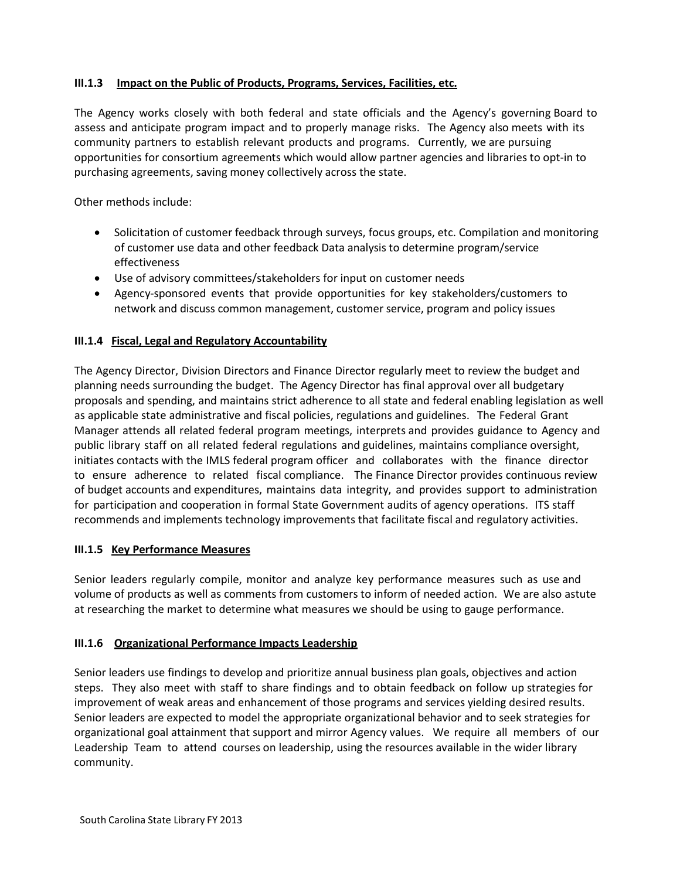### III.1.3 Impact on the Public of Products, Programs, Services, Facilities, etc.

The Agency works closely with both federal and state officials and the Agency's governing Board to assess and anticipate program impact and to properly manage risks. The Agency also meets with its community partners to establish relevant products and programs. Currently, we are pursuing opportunities for consortium agreements which would allow partner agencies and libraries to opt-in to purchasing agreements, saving money collectively across the state.

Other methods include:

- Solicitation of customer feedback through surveys, focus groups, etc. Compilation and monitoring of customer use data and other feedback Data analysis to determine program/service effectiveness
- Use of advisory committees/stakeholders for input on customer needs
- Agency-sponsored events that provide opportunities for key stakeholders/customers to network and discuss common management, customer service, program and policy issues

### III.1.4 Fiscal, Legal and Regulatory Accountability

The Agency Director, Division Directors and Finance Director regularly meet to review the budget and planning needs surrounding the budget. The Agency Director has final approval over all budgetary proposals and spending, and maintains strict adherence to all state and federal enabling legislation as well as applicable state administrative and fiscal policies, regulations and guidelines. The Federal Grant Manager attends all related federal program meetings, interprets and provides guidance to Agency and public library staff on all related federal regulations and guidelines, maintains compliance oversight, initiates contacts with the IMLS federal program officer and collaborates with the finance director to ensure adherence to related fiscal compliance. The Finance Director provides continuous review of budget accounts and expenditures, maintains data integrity, and provides support to administration for participation and cooperation in formal State Government audits of agency operations. ITS staff recommends and implements technology improvements that facilitate fiscal and regulatory activities.

### III.1.5 Key Performance Measures

Senior leaders regularly compile, monitor and analyze key performance measures such as use and volume of products as well as comments from customers to inform of needed action. We are also astute at researching the market to determine what measures we should be using to gauge performance.

### III.1.6 Organizational Performance Impacts Leadership

Senior leaders use findings to develop and prioritize annual business plan goals, objectives and action steps. They also meet with staff to share findings and to obtain feedback on follow up strategies for improvement of weak areas and enhancement of those programs and services yielding desired results. Senior leaders are expected to model the appropriate organizational behavior and to seek strategies for organizational goal attainment that support and mirror Agency values. We require all members of our Leadership Team to attend courses on leadership, using the resources available in the wider library community.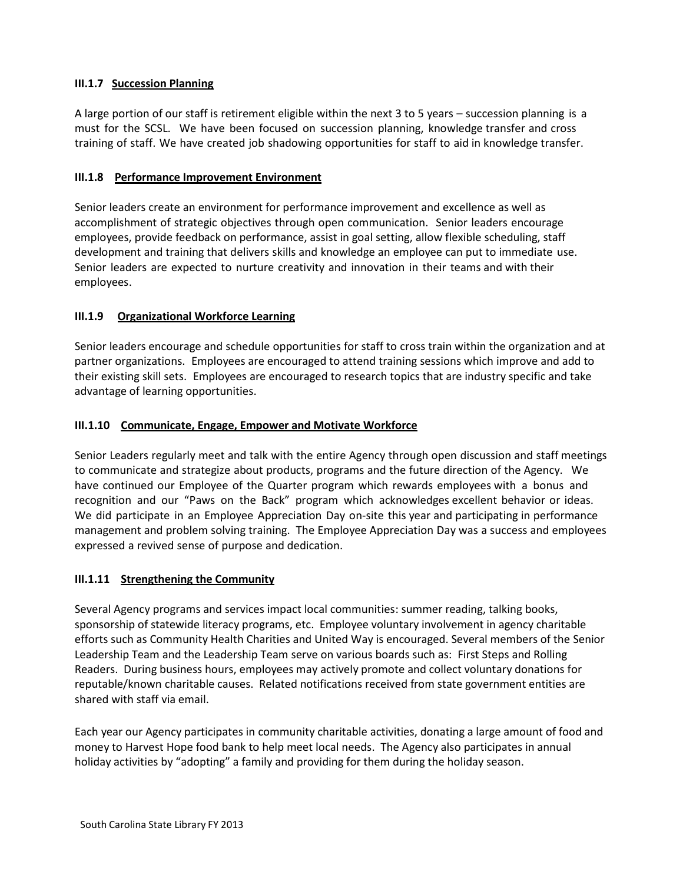### III.1.7 Succession Planning

A large portion of our staff is retirement eligible within the next 3 to 5 years – succession planning is a must for the SCSL. We have been focused on succession planning, knowledge transfer and cross training of staff. We have created job shadowing opportunities for staff to aid in knowledge transfer.

### III.1.8 Performance Improvement Environment

Senior leaders create an environment for performance improvement and excellence as well as accomplishment of strategic objectives through open communication. Senior leaders encourage employees, provide feedback on performance, assist in goal setting, allow flexible scheduling, staff development and training that delivers skills and knowledge an employee can put to immediate use. Senior leaders are expected to nurture creativity and innovation in their teams and with their employees.

### III.1.9 Organizational Workforce Learning

Senior leaders encourage and schedule opportunities for staff to cross train within the organization and at partner organizations. Employees are encouraged to attend training sessions which improve and add to their existing skill sets. Employees are encouraged to research topics that are industry specific and take advantage of learning opportunities.

### III.1.10 Communicate, Engage, Empower and Motivate Workforce

Senior Leaders regularly meet and talk with the entire Agency through open discussion and staff meetings to communicate and strategize about products, programs and the future direction of the Agency. We have continued our Employee of the Quarter program which rewards employees with a bonus and recognition and our "Paws on the Back" program which acknowledges excellent behavior or ideas. We did participate in an Employee Appreciation Day on-site this year and participating in performance management and problem solving training. The Employee Appreciation Day was a success and employees expressed a revived sense of purpose and dedication.

### III.1.11 Strengthening the Community

Several Agency programs and services impact local communities: summer reading, talking books, sponsorship of statewide literacy programs, etc. Employee voluntary involvement in agency charitable efforts such as Community Health Charities and United Way is encouraged. Several members of the Senior Leadership Team and the Leadership Team serve on various boards such as: First Steps and Rolling Readers. During business hours, employees may actively promote and collect voluntary donations for reputable/known charitable causes. Related notifications received from state government entities are shared with staff via email.

Each year our Agency participates in community charitable activities, donating a large amount of food and money to Harvest Hope food bank to help meet local needs. The Agency also participates in annual holiday activities by "adopting" a family and providing for them during the holiday season.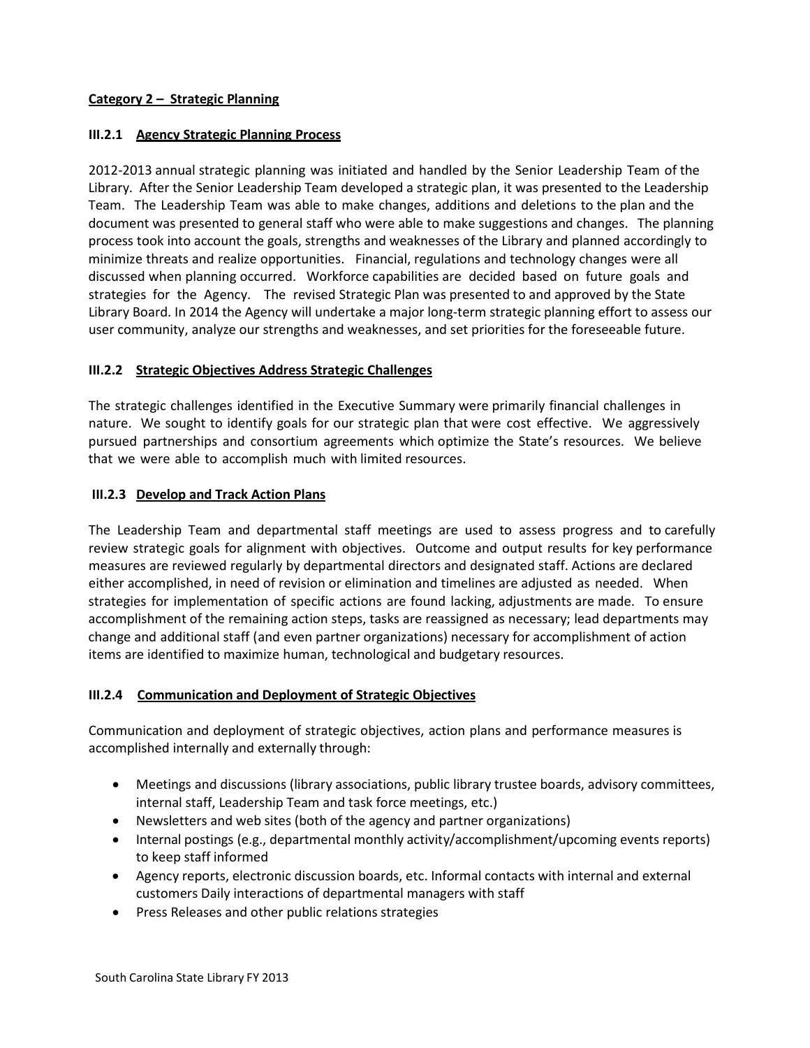## Category 2 – Strategic Planning

### III.2.1 Agency Strategic Planning Process

2012-2013 annual strategic planning was initiated and handled by the Senior Leadership Team of the Library. After the Senior Leadership Team developed a strategic plan, it was presented to the Leadership Team. The Leadership Team was able to make changes, additions and deletions to the plan and the document was presented to general staff who were able to make suggestions and changes. The planning process took into account the goals, strengths and weaknesses of the Library and planned accordingly to minimize threats and realize opportunities. Financial, regulations and technology changes were all discussed when planning occurred. Workforce capabilities are decided based on future goals and strategies for the Agency. The revised Strategic Plan was presented to and approved by the State Library Board. In 2014 the Agency will undertake a major long-term strategic planning effort to assess our user community, analyze our strengths and weaknesses, and set priorities for the foreseeable future.

### III.2.2 Strategic Objectives Address Strategic Challenges

The strategic challenges identified in the Executive Summary were primarily financial challenges in nature. We sought to identify goals for our strategic plan that were cost effective. We aggressively pursued partnerships and consortium agreements which optimize the State's resources. We believe that we were able to accomplish much with limited resources.

### III.2.3 Develop and Track Action Plans

The Leadership Team and departmental staff meetings are used to assess progress and to carefully review strategic goals for alignment with objectives. Outcome and output results for key performance measures are reviewed regularly by departmental directors and designated staff. Actions are declared either accomplished, in need of revision or elimination and timelines are adjusted as needed. When strategies for implementation of specific actions are found lacking, adjustments are made. To ensure accomplishment of the remaining action steps, tasks are reassigned as necessary; lead departments may change and additional staff (and even partner organizations) necessary for accomplishment of action items are identified to maximize human, technological and budgetary resources.

### III.2.4 Communication and Deployment of Strategic Objectives

Communication and deployment of strategic objectives, action plans and performance measures is accomplished internally and externally through:

- Meetings and discussions (library associations, public library trustee boards, advisory committees, internal staff, Leadership Team and task force meetings, etc.)
- Newsletters and web sites (both of the agency and partner organizations)
- Internal postings (e.g., departmental monthly activity/accomplishment/upcoming events reports) to keep staff informed
- Agency reports, electronic discussion boards, etc. Informal contacts with internal and external customers Daily interactions of departmental managers with staff
- Press Releases and other public relations strategies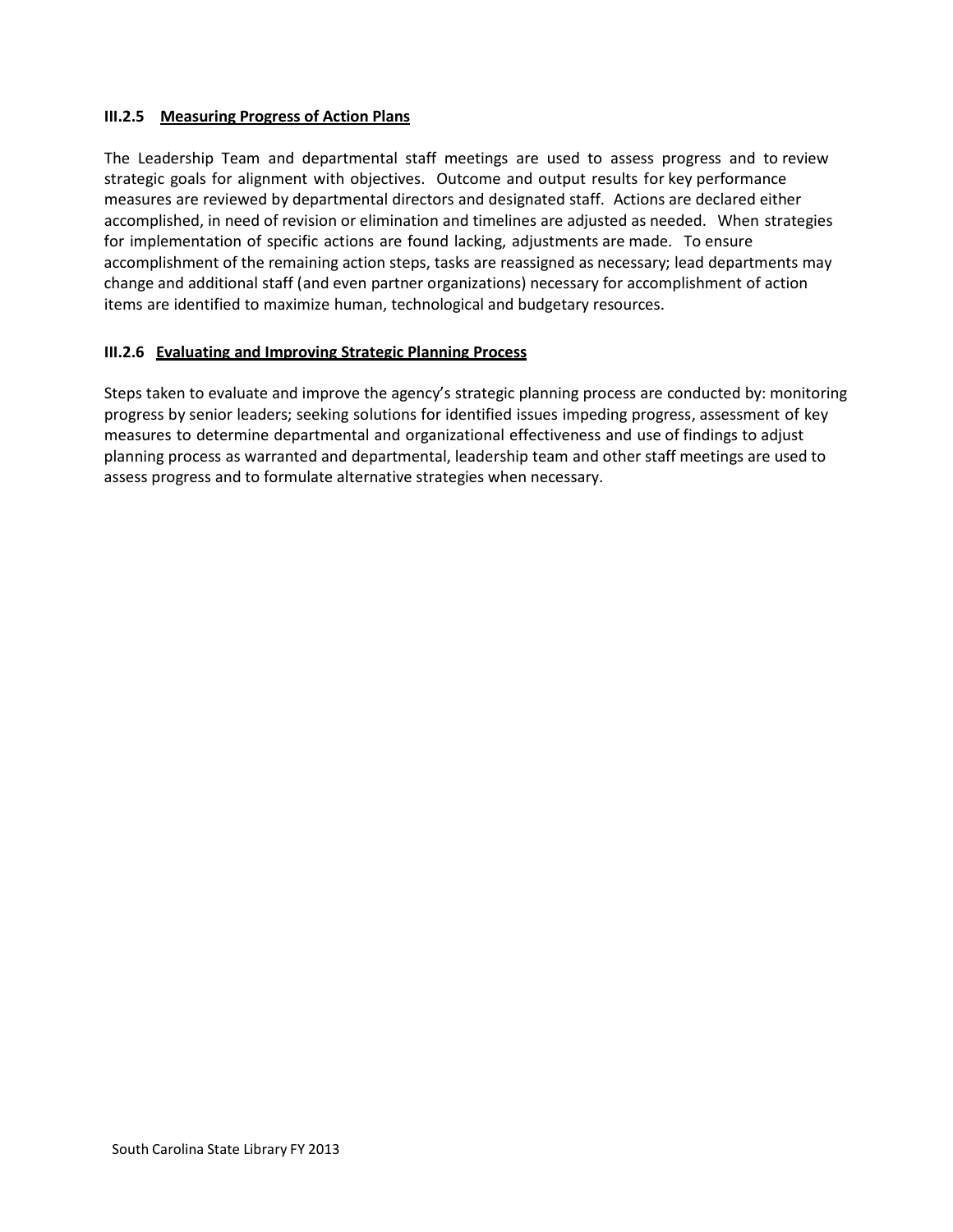### III.2.5 Measuring Progress of Action Plans

The Leadership Team and departmental staff meetings are used to assess progress and to review strategic goals for alignment with objectives. Outcome and output results for key performance measures are reviewed by departmental directors and designated staff. Actions are declared either accomplished, in need of revision or elimination and timelines are adjusted as needed. When strategies for implementation of specific actions are found lacking, adjustments are made. To ensure accomplishment of the remaining action steps, tasks are reassigned as necessary; lead departments may change and additional staff (and even partner organizations) necessary for accomplishment of action items are identified to maximize human, technological and budgetary resources.

### III.2.6 Evaluating and Improving Strategic Planning Process

Steps taken to evaluate and improve the agency's strategic planning process are conducted by: monitoring progress by senior leaders; seeking solutions for identified issues impeding progress, assessment of key measures to determine departmental and organizational effectiveness and use of findings to adjust planning process as warranted and departmental, leadership team and other staff meetings are used to assess progress and to formulate alternative strategies when necessary.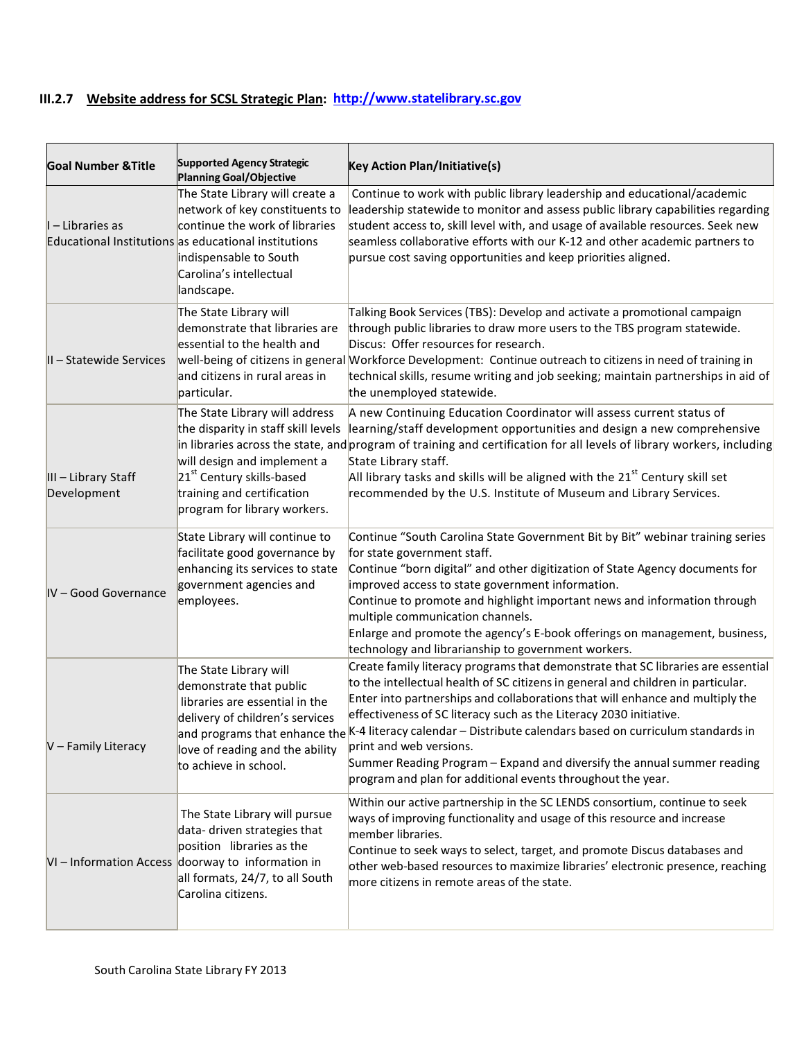### III.2.7 Website address for SCSL Strategic Plan: http://www.statelibrary.sc.gov

| Goal Number &Title | Supported Agency Strategic Planning Goal/Objective | Key Action Plan/Initiative(s) |
|---|---|---|
| I – Libraries as Educational Institutions | The State Library will create a network of key constituents to continue the work of libraries as educational institutions indispensable to South Carolina's intellectual landscape. | Continue to work with public library leadership and educational/academic leadership statewide to monitor and assess public library capabilities regarding student access to, skill level with, and usage of available resources. Seek new seamless collaborative efforts with our K-12 and other academic partners to pursue cost saving opportunities and keep priorities aligned. |
| II – Statewide Services | The State Library will demonstrate that libraries are essential to the health and well-being of citizens in general and citizens in rural areas in particular. | Talking Book Services (TBS): Develop and activate a promotional campaign through public libraries to draw more users to the TBS program statewide.<br>Discus: Offer resources for research.<br>Workforce Development: Continue outreach to citizens in need of training in technical skills, resume writing and job seeking; maintain partnerships in aid of the unemployed statewide. |
| III – Library Staff Development | The State Library will address the disparity in staff skill levels in libraries across the state, and will design and implement a 21st Century skills-based training and certification program for library workers. | A new Continuing Education Coordinator will assess current status of learning/staff development opportunities and design a new comprehensive program of training and certification for all levels of library workers, including State Library staff.<br>All library tasks and skills will be aligned with the 21st Century skill set recommended by the U.S. Institute of Museum and Library Services. |
| IV – Good Governance | State Library will continue to facilitate good governance by enhancing its services to state government agencies and employees. | Continue "South Carolina State Government Bit by Bit" webinar training series for state government staff.<br>Continue "born digital" and other digitization of State Agency documents for improved access to state government information.<br>Continue to promote and highlight important news and information through multiple communication channels.<br>Enlarge and promote the agency's E-book offerings on management, business, technology and librarianship to government workers. |
| V – Family Literacy | The State Library will demonstrate that public libraries are essential in the delivery of children's services and programs that enhance the love of reading and the ability to achieve in school. | Create family literacy programs that demonstrate that SC libraries are essential to the intellectual health of SC citizens in general and children in particular.<br>Enter into partnerships and collaborations that will enhance and multiply the effectiveness of SC literacy such as the Literacy 2030 initiative.<br>K-4 literacy calendar – Distribute calendars based on curriculum standards in print and web versions.<br>Summer Reading Program – Expand and diversify the annual summer reading program and plan for additional events throughout the year. |
| VI – Information Access | The State Library will pursue data- driven strategies that position libraries as the doorway to information in all formats, 24/7, to all South Carolina citizens. | Within our active partnership in the SC LENDS consortium, continue to seek ways of improving functionality and usage of this resource and increase member libraries.<br>Continue to seek ways to select, target, and promote Discus databases and other web-based resources to maximize libraries' electronic presence, reaching more citizens in remote areas of the state. |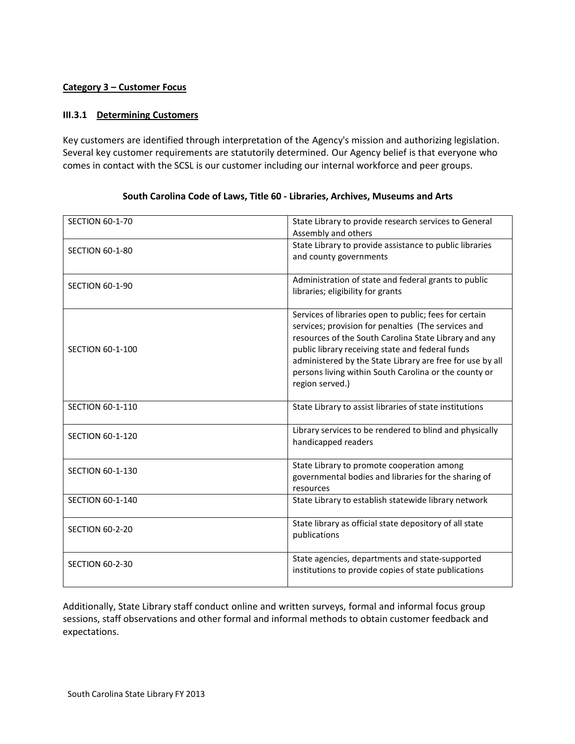## Category 3 – Customer Focus

### III.3.1 Determining Customers

Key customers are identified through interpretation of the Agency's mission and authorizing legislation. Several key customer requirements are statutorily determined. Our Agency belief is that everyone who comes in contact with the SCSL is our customer including our internal workforce and peer groups.

**South Carolina Code of Laws, Title 60 - Libraries, Archives, Museums and Arts**

| | |
|---|---|
| SECTION 60-1-70 | State Library to provide research services to General Assembly and others |
| SECTION 60-1-80 | State Library to provide assistance to public libraries and county governments |
| SECTION 60-1-90 | Administration of state and federal grants to public libraries; eligibility for grants |
| SECTION 60-1-100 | Services of libraries open to public; fees for certain services; provision for penalties (The services and resources of the South Carolina State Library and any public library receiving state and federal funds administered by the State Library are free for use by all persons living within South Carolina or the county or region served.) |
| SECTION 60-1-110 | State Library to assist libraries of state institutions |
| SECTION 60-1-120 | Library services to be rendered to blind and physically handicapped readers |
| SECTION 60-1-130 | State Library to promote cooperation among governmental bodies and libraries for the sharing of resources |
| SECTION 60-1-140 | State Library to establish statewide library network |
| SECTION 60-2-20 | State library as official state depository of all state publications |
| SECTION 60-2-30 | State agencies, departments and state-supported institutions to provide copies of state publications |

Additionally, State Library staff conduct online and written surveys, formal and informal focus group sessions, staff observations and other formal and informal methods to obtain customer feedback and expectations.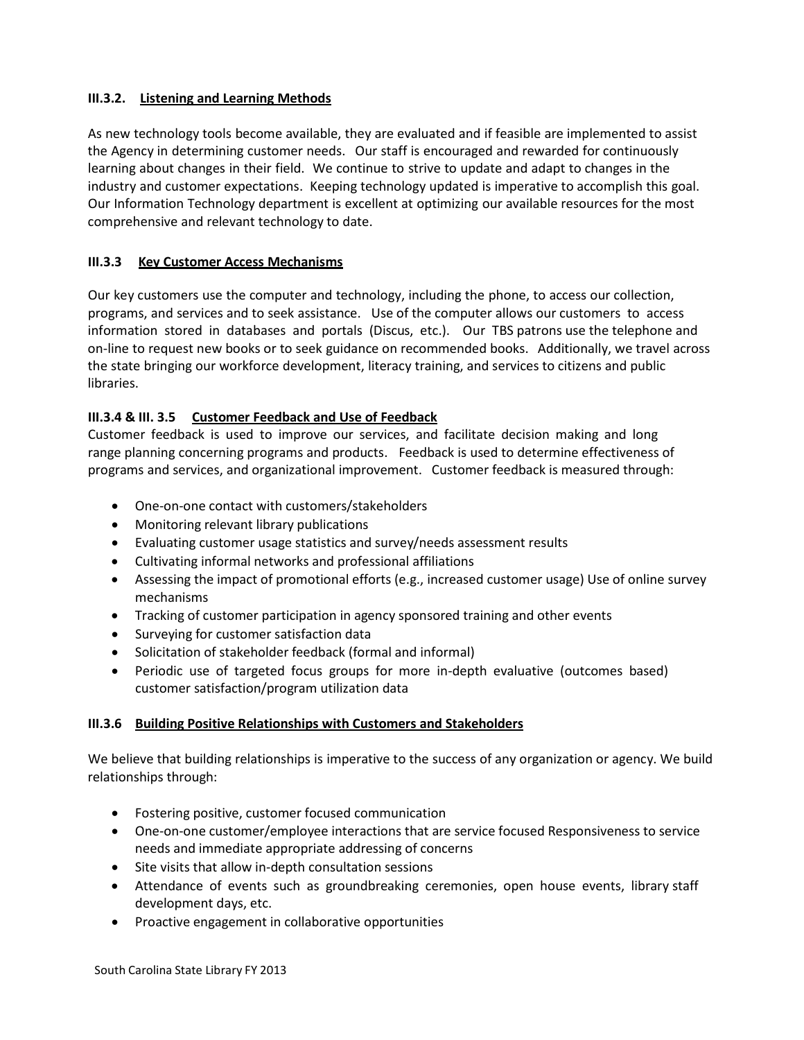### III.3.2. Listening and Learning Methods

As new technology tools become available, they are evaluated and if feasible are implemented to assist the Agency in determining customer needs. Our staff is encouraged and rewarded for continuously learning about changes in their field. We continue to strive to update and adapt to changes in the industry and customer expectations. Keeping technology updated is imperative to accomplish this goal. Our Information Technology department is excellent at optimizing our available resources for the most comprehensive and relevant technology to date.

### III.3.3 Key Customer Access Mechanisms

Our key customers use the computer and technology, including the phone, to access our collection, programs, and services and to seek assistance. Use of the computer allows our customers to access information stored in databases and portals (Discus, etc.). Our TBS patrons use the telephone and on-line to request new books or to seek guidance on recommended books. Additionally, we travel across the state bringing our workforce development, literacy training, and services to citizens and public libraries.

### III.3.4 & III. 3.5 Customer Feedback and Use of Feedback

Customer feedback is used to improve our services, and facilitate decision making and long range planning concerning programs and products. Feedback is used to determine effectiveness of programs and services, and organizational improvement. Customer feedback is measured through:

- One-on-one contact with customers/stakeholders
- Monitoring relevant library publications
- Evaluating customer usage statistics and survey/needs assessment results
- Cultivating informal networks and professional affiliations
- Assessing the impact of promotional efforts (e.g., increased customer usage) Use of online survey mechanisms
- Tracking of customer participation in agency sponsored training and other events
- Surveying for customer satisfaction data
- Solicitation of stakeholder feedback (formal and informal)
- Periodic use of targeted focus groups for more in-depth evaluative (outcomes based) customer satisfaction/program utilization data

### III.3.6 Building Positive Relationships with Customers and Stakeholders

We believe that building relationships is imperative to the success of any organization or agency. We build relationships through:

- Fostering positive, customer focused communication
- One-on-one customer/employee interactions that are service focused Responsiveness to service needs and immediate appropriate addressing of concerns
- Site visits that allow in-depth consultation sessions
- Attendance of events such as groundbreaking ceremonies, open house events, library staff development days, etc.
- Proactive engagement in collaborative opportunities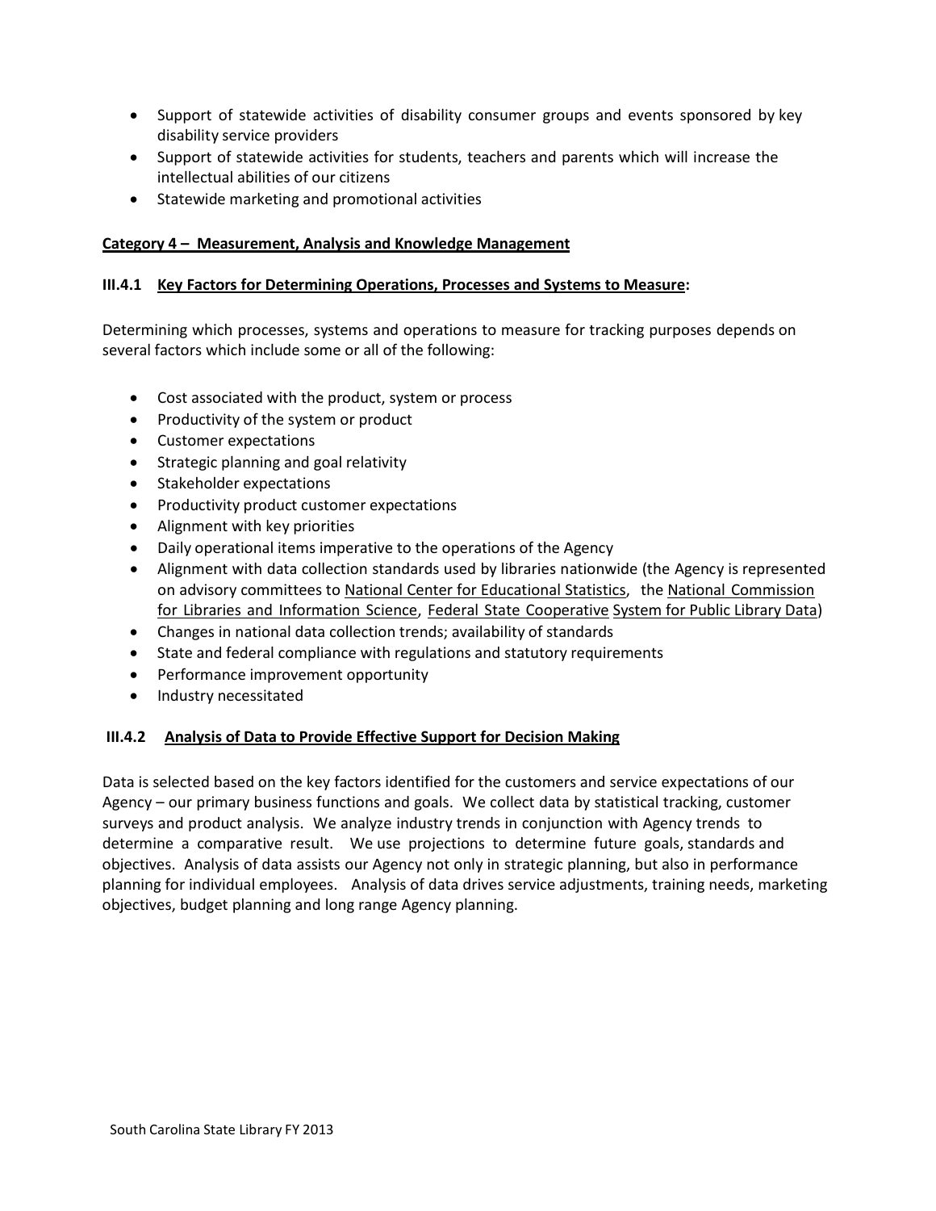- Support of statewide activities of disability consumer groups and events sponsored by key disability service providers
- Support of statewide activities for students, teachers and parents which will increase the intellectual abilities of our citizens
- Statewide marketing and promotional activities

**Category 4 – Measurement, Analysis and Knowledge Management**

**III.4.1 Key Factors for Determining Operations, Processes and Systems to Measure:**

Determining which processes, systems and operations to measure for tracking purposes depends on several factors which include some or all of the following:

- Cost associated with the product, system or process
- Productivity of the system or product
- Customer expectations
- Strategic planning and goal relativity
- Stakeholder expectations
- Productivity product customer expectations
- Alignment with key priorities
- Daily operational items imperative to the operations of the Agency
- Alignment with data collection standards used by libraries nationwide (the Agency is represented on advisory committees to National Center for Educational Statistics, the National Commission for Libraries and Information Science, Federal State Cooperative System for Public Library Data)
- Changes in national data collection trends; availability of standards
- State and federal compliance with regulations and statutory requirements
- Performance improvement opportunity
- Industry necessitated

**III.4.2 Analysis of Data to Provide Effective Support for Decision Making**

Data is selected based on the key factors identified for the customers and service expectations of our Agency – our primary business functions and goals. We collect data by statistical tracking, customer surveys and product analysis. We analyze industry trends in conjunction with Agency trends to determine a comparative result. We use projections to determine future goals, standards and objectives. Analysis of data assists our Agency not only in strategic planning, but also in performance planning for individual employees. Analysis of data drives service adjustments, training needs, marketing objectives, budget planning and long range Agency planning.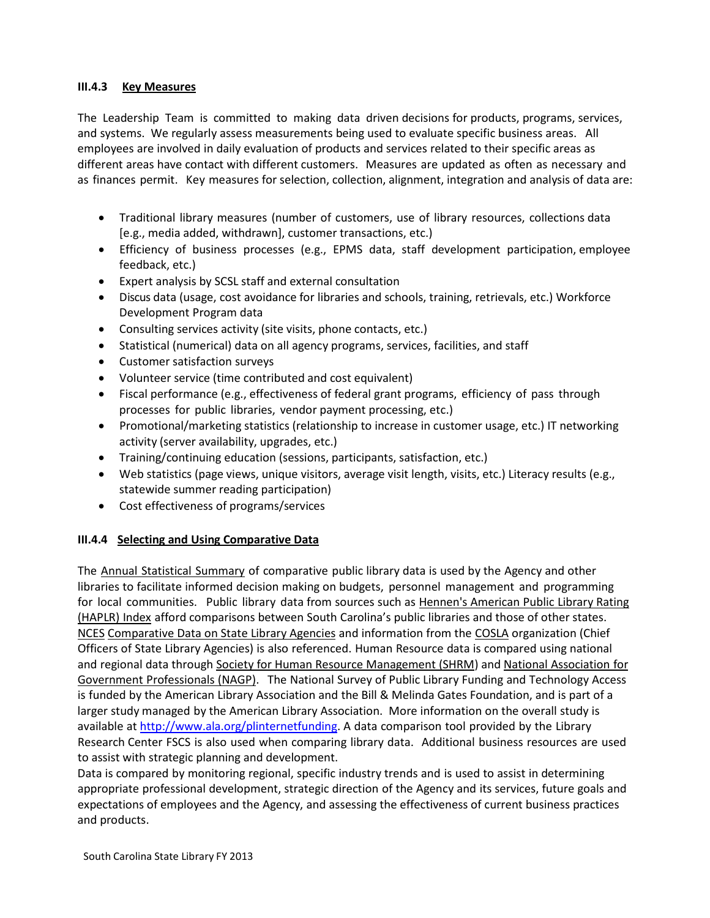### III.4.3 Key Measures

The Leadership Team is committed to making data driven decisions for products, programs, services, and systems. We regularly assess measurements being used to evaluate specific business areas. All employees are involved in daily evaluation of products and services related to their specific areas as different areas have contact with different customers. Measures are updated as often as necessary and as finances permit. Key measures for selection, collection, alignment, integration and analysis of data are:

- Traditional library measures (number of customers, use of library resources, collections data [e.g., media added, withdrawn], customer transactions, etc.)
- Efficiency of business processes (e.g., EPMS data, staff development participation, employee feedback, etc.)
- Expert analysis by SCSL staff and external consultation
- Discus data (usage, cost avoidance for libraries and schools, training, retrievals, etc.) Workforce Development Program data
- Consulting services activity (site visits, phone contacts, etc.)
- Statistical (numerical) data on all agency programs, services, facilities, and staff
- Customer satisfaction surveys
- Volunteer service (time contributed and cost equivalent)
- Fiscal performance (e.g., effectiveness of federal grant programs, efficiency of pass through processes for public libraries, vendor payment processing, etc.)
- Promotional/marketing statistics (relationship to increase in customer usage, etc.) IT networking activity (server availability, upgrades, etc.)
- Training/continuing education (sessions, participants, satisfaction, etc.)
- Web statistics (page views, unique visitors, average visit length, visits, etc.) Literacy results (e.g., statewide summer reading participation)
- Cost effectiveness of programs/services

### III.4.4 Selecting and Using Comparative Data

The Annual Statistical Summary of comparative public library data is used by the Agency and other libraries to facilitate informed decision making on budgets, personnel management and programming for local communities. Public library data from sources such as Hennen's American Public Library Rating (HAPLR) Index afford comparisons between South Carolina's public libraries and those of other states. NCES Comparative Data on State Library Agencies and information from the COSLA organization (Chief Officers of State Library Agencies) is also referenced. Human Resource data is compared using national and regional data through Society for Human Resource Management (SHRM) and National Association for Government Professionals (NAGP). The National Survey of Public Library Funding and Technology Access is funded by the American Library Association and the Bill & Melinda Gates Foundation, and is part of a larger study managed by the American Library Association. More information on the overall study is available at http://www.ala.org/plinternetfunding. A data comparison tool provided by the Library Research Center FSCS is also used when comparing library data. Additional business resources are used to assist with strategic planning and development.

Data is compared by monitoring regional, specific industry trends and is used to assist in determining appropriate professional development, strategic direction of the Agency and its services, future goals and expectations of employees and the Agency, and assessing the effectiveness of current business practices and products.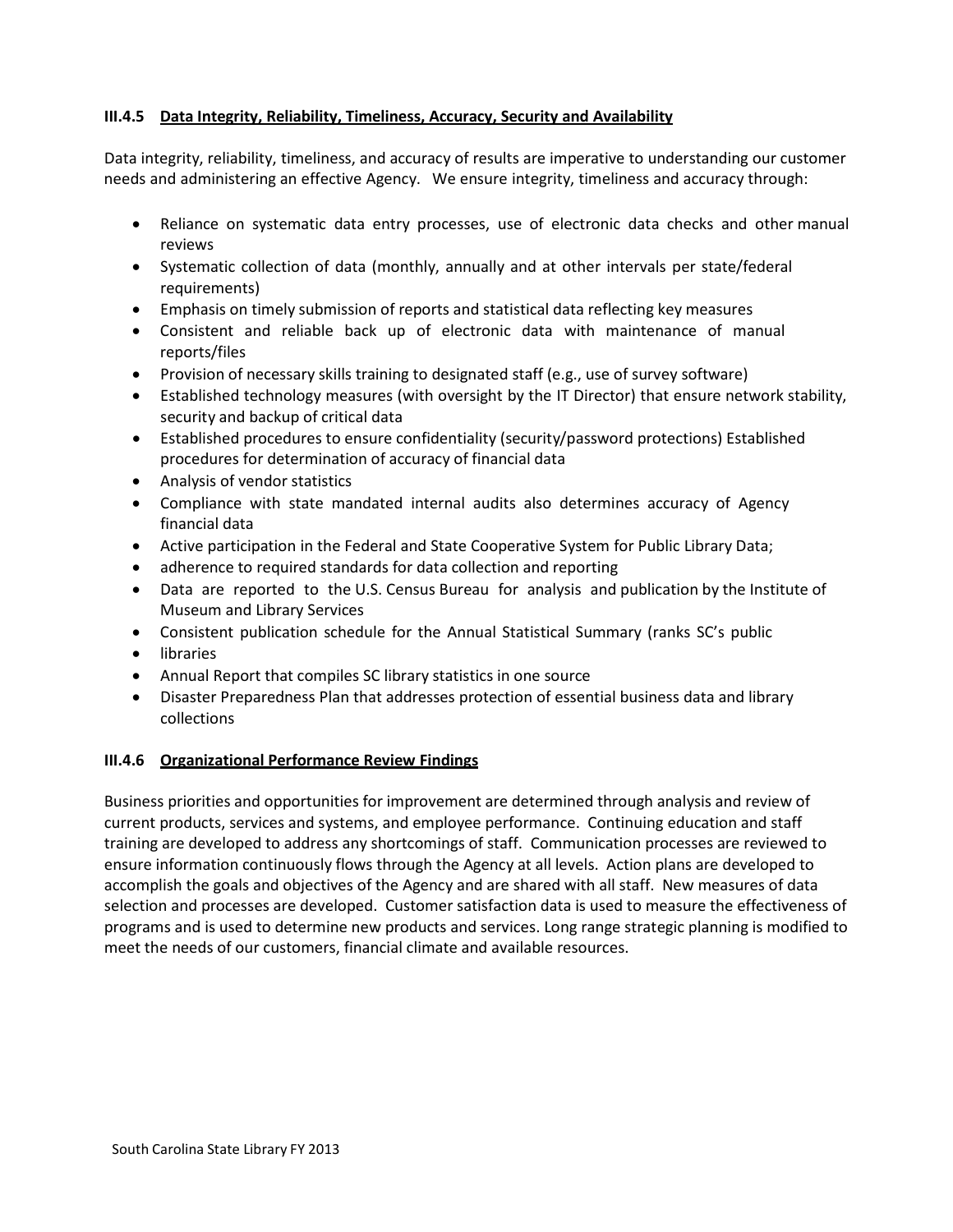### III.4.5 Data Integrity, Reliability, Timeliness, Accuracy, Security and Availability

Data integrity, reliability, timeliness, and accuracy of results are imperative to understanding our customer needs and administering an effective Agency. We ensure integrity, timeliness and accuracy through:

- Reliance on systematic data entry processes, use of electronic data checks and other manual reviews
- Systematic collection of data (monthly, annually and at other intervals per state/federal requirements)
- Emphasis on timely submission of reports and statistical data reflecting key measures
- Consistent and reliable back up of electronic data with maintenance of manual reports/files
- Provision of necessary skills training to designated staff (e.g., use of survey software)
- Established technology measures (with oversight by the IT Director) that ensure network stability, security and backup of critical data
- Established procedures to ensure confidentiality (security/password protections) Established procedures for determination of accuracy of financial data
- Analysis of vendor statistics
- Compliance with state mandated internal audits also determines accuracy of Agency financial data
- Active participation in the Federal and State Cooperative System for Public Library Data;
- adherence to required standards for data collection and reporting
- Data are reported to the U.S. Census Bureau for analysis and publication by the Institute of Museum and Library Services
- Consistent publication schedule for the Annual Statistical Summary (ranks SC's public
- libraries
- Annual Report that compiles SC library statistics in one source
- Disaster Preparedness Plan that addresses protection of essential business data and library collections

### III.4.6 Organizational Performance Review Findings

Business priorities and opportunities for improvement are determined through analysis and review of current products, services and systems, and employee performance. Continuing education and staff training are developed to address any shortcomings of staff. Communication processes are reviewed to ensure information continuously flows through the Agency at all levels. Action plans are developed to accomplish the goals and objectives of the Agency and are shared with all staff. New measures of data selection and processes are developed. Customer satisfaction data is used to measure the effectiveness of programs and is used to determine new products and services. Long range strategic planning is modified to meet the needs of our customers, financial climate and available resources.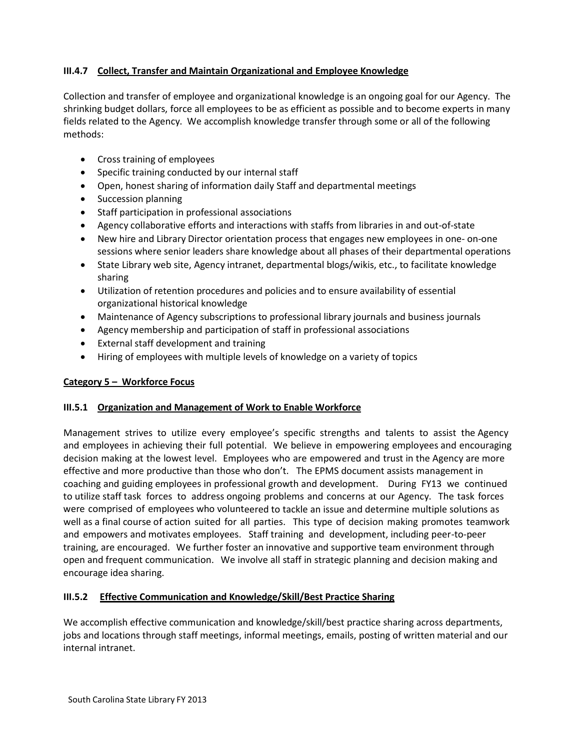### III.4.7 Collect, Transfer and Maintain Organizational and Employee Knowledge

Collection and transfer of employee and organizational knowledge is an ongoing goal for our Agency. The shrinking budget dollars, force all employees to be as efficient as possible and to become experts in many fields related to the Agency. We accomplish knowledge transfer through some or all of the following methods:

- Cross training of employees
- Specific training conducted by our internal staff
- Open, honest sharing of information daily Staff and departmental meetings
- Succession planning
- Staff participation in professional associations
- Agency collaborative efforts and interactions with staffs from libraries in and out-of-state
- New hire and Library Director orientation process that engages new employees in one- on-one sessions where senior leaders share knowledge about all phases of their departmental operations
- State Library web site, Agency intranet, departmental blogs/wikis, etc., to facilitate knowledge sharing
- Utilization of retention procedures and policies and to ensure availability of essential organizational historical knowledge
- Maintenance of Agency subscriptions to professional library journals and business journals
- Agency membership and participation of staff in professional associations
- External staff development and training
- Hiring of employees with multiple levels of knowledge on a variety of topics

## Category 5 – Workforce Focus

### III.5.1 Organization and Management of Work to Enable Workforce

Management strives to utilize every employee's specific strengths and talents to assist the Agency and employees in achieving their full potential. We believe in empowering employees and encouraging decision making at the lowest level. Employees who are empowered and trust in the Agency are more effective and more productive than those who don't. The EPMS document assists management in coaching and guiding employees in professional growth and development. During FY13 we continued to utilize staff task forces to address ongoing problems and concerns at our Agency. The task forces were comprised of employees who volunteered to tackle an issue and determine multiple solutions as well as a final course of action suited for all parties. This type of decision making promotes teamwork and empowers and motivates employees. Staff training and development, including peer-to-peer training, are encouraged. We further foster an innovative and supportive team environment through open and frequent communication. We involve all staff in strategic planning and decision making and encourage idea sharing.

### III.5.2 Effective Communication and Knowledge/Skill/Best Practice Sharing

We accomplish effective communication and knowledge/skill/best practice sharing across departments, jobs and locations through staff meetings, informal meetings, emails, posting of written material and our internal intranet.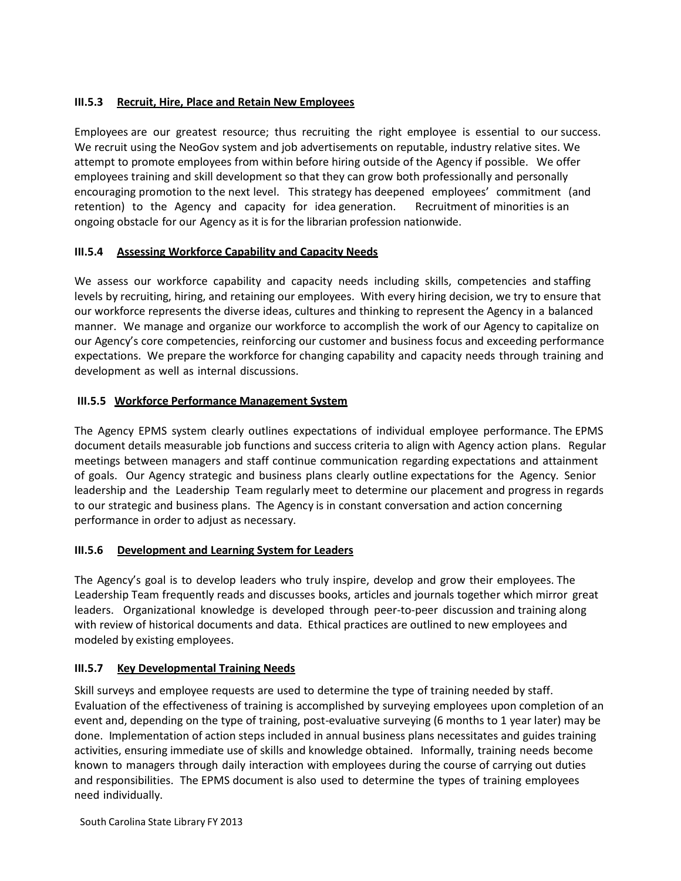### III.5.3 Recruit, Hire, Place and Retain New Employees

Employees are our greatest resource; thus recruiting the right employee is essential to our success. We recruit using the NeoGov system and job advertisements on reputable, industry relative sites. We attempt to promote employees from within before hiring outside of the Agency if possible. We offer employees training and skill development so that they can grow both professionally and personally encouraging promotion to the next level. This strategy has deepened employees' commitment (and retention) to the Agency and capacity for idea generation. Recruitment of minorities is an ongoing obstacle for our Agency as it is for the librarian profession nationwide.

### III.5.4 Assessing Workforce Capability and Capacity Needs

We assess our workforce capability and capacity needs including skills, competencies and staffing levels by recruiting, hiring, and retaining our employees. With every hiring decision, we try to ensure that our workforce represents the diverse ideas, cultures and thinking to represent the Agency in a balanced manner. We manage and organize our workforce to accomplish the work of our Agency to capitalize on our Agency's core competencies, reinforcing our customer and business focus and exceeding performance expectations. We prepare the workforce for changing capability and capacity needs through training and development as well as internal discussions.

### III.5.5 Workforce Performance Management System

The Agency EPMS system clearly outlines expectations of individual employee performance. The EPMS document details measurable job functions and success criteria to align with Agency action plans. Regular meetings between managers and staff continue communication regarding expectations and attainment of goals. Our Agency strategic and business plans clearly outline expectations for the Agency. Senior leadership and the Leadership Team regularly meet to determine our placement and progress in regards to our strategic and business plans. The Agency is in constant conversation and action concerning performance in order to adjust as necessary.

### III.5.6 Development and Learning System for Leaders

The Agency's goal is to develop leaders who truly inspire, develop and grow their employees. The Leadership Team frequently reads and discusses books, articles and journals together which mirror great leaders. Organizational knowledge is developed through peer-to-peer discussion and training along with review of historical documents and data. Ethical practices are outlined to new employees and modeled by existing employees.

### III.5.7 Key Developmental Training Needs

Skill surveys and employee requests are used to determine the type of training needed by staff. Evaluation of the effectiveness of training is accomplished by surveying employees upon completion of an event and, depending on the type of training, post-evaluative surveying (6 months to 1 year later) may be done. Implementation of action steps included in annual business plans necessitates and guides training activities, ensuring immediate use of skills and knowledge obtained. Informally, training needs become known to managers through daily interaction with employees during the course of carrying out duties and responsibilities. The EPMS document is also used to determine the types of training employees need individually.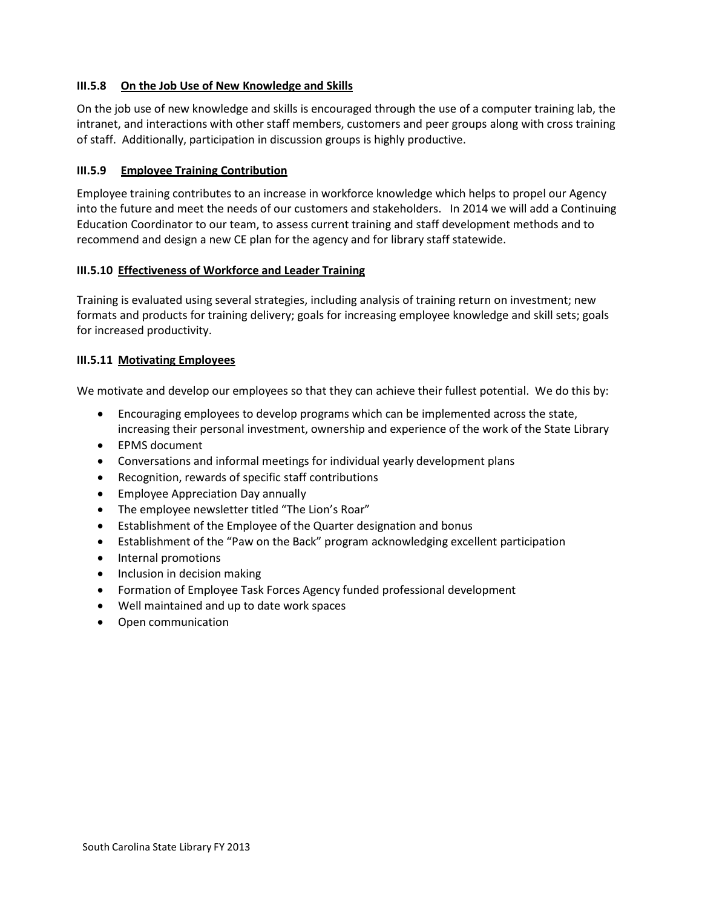### III.5.8 On the Job Use of New Knowledge and Skills

On the job use of new knowledge and skills is encouraged through the use of a computer training lab, the intranet, and interactions with other staff members, customers and peer groups along with cross training of staff. Additionally, participation in discussion groups is highly productive.

### III.5.9 Employee Training Contribution

Employee training contributes to an increase in workforce knowledge which helps to propel our Agency into the future and meet the needs of our customers and stakeholders. In 2014 we will add a Continuing Education Coordinator to our team, to assess current training and staff development methods and to recommend and design a new CE plan for the agency and for library staff statewide.

### III.5.10 Effectiveness of Workforce and Leader Training

Training is evaluated using several strategies, including analysis of training return on investment; new formats and products for training delivery; goals for increasing employee knowledge and skill sets; goals for increased productivity.

### III.5.11 Motivating Employees

We motivate and develop our employees so that they can achieve their fullest potential. We do this by:

- Encouraging employees to develop programs which can be implemented across the state, increasing their personal investment, ownership and experience of the work of the State Library
- EPMS document
- Conversations and informal meetings for individual yearly development plans
- Recognition, rewards of specific staff contributions
- Employee Appreciation Day annually
- The employee newsletter titled "The Lion's Roar"
- Establishment of the Employee of the Quarter designation and bonus
- Establishment of the "Paw on the Back" program acknowledging excellent participation
- Internal promotions
- Inclusion in decision making
- Formation of Employee Task Forces Agency funded professional development
- Well maintained and up to date work spaces
- Open communication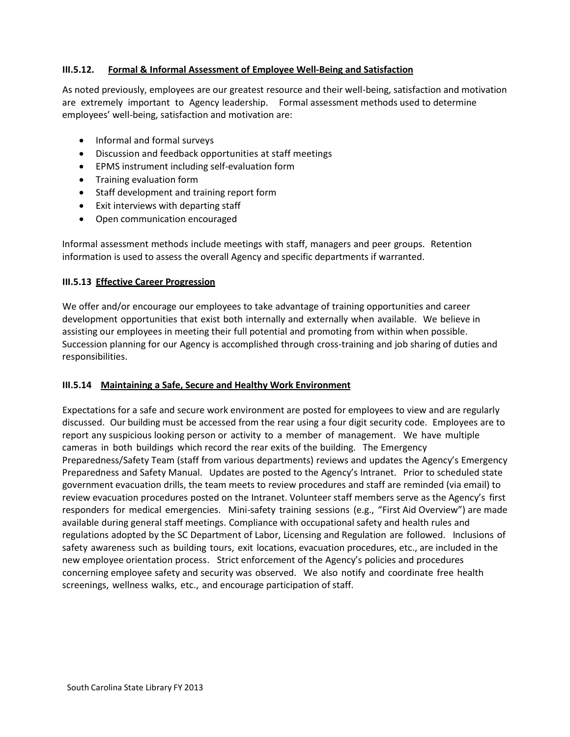### III.5.12. Formal & Informal Assessment of Employee Well-Being and Satisfaction

As noted previously, employees are our greatest resource and their well-being, satisfaction and motivation are extremely important to Agency leadership. Formal assessment methods used to determine employees' well-being, satisfaction and motivation are:

- Informal and formal surveys
- Discussion and feedback opportunities at staff meetings
- EPMS instrument including self-evaluation form
- Training evaluation form
- Staff development and training report form
- Exit interviews with departing staff
- Open communication encouraged

Informal assessment methods include meetings with staff, managers and peer groups. Retention information is used to assess the overall Agency and specific departments if warranted.

### III.5.13 Effective Career Progression

We offer and/or encourage our employees to take advantage of training opportunities and career development opportunities that exist both internally and externally when available. We believe in assisting our employees in meeting their full potential and promoting from within when possible. Succession planning for our Agency is accomplished through cross-training and job sharing of duties and responsibilities.

### III.5.14 Maintaining a Safe, Secure and Healthy Work Environment

Expectations for a safe and secure work environment are posted for employees to view and are regularly discussed. Our building must be accessed from the rear using a four digit security code. Employees are to report any suspicious looking person or activity to a member of management. We have multiple cameras in both buildings which record the rear exits of the building. The Emergency Preparedness/Safety Team (staff from various departments) reviews and updates the Agency's Emergency Preparedness and Safety Manual. Updates are posted to the Agency's Intranet. Prior to scheduled state government evacuation drills, the team meets to review procedures and staff are reminded (via email) to review evacuation procedures posted on the Intranet. Volunteer staff members serve as the Agency's first responders for medical emergencies. Mini-safety training sessions (e.g., "First Aid Overview") are made available during general staff meetings. Compliance with occupational safety and health rules and regulations adopted by the SC Department of Labor, Licensing and Regulation are followed. Inclusions of safety awareness such as building tours, exit locations, evacuation procedures, etc., are included in the new employee orientation process. Strict enforcement of the Agency's policies and procedures concerning employee safety and security was observed. We also notify and coordinate free health screenings, wellness walks, etc., and encourage participation of staff.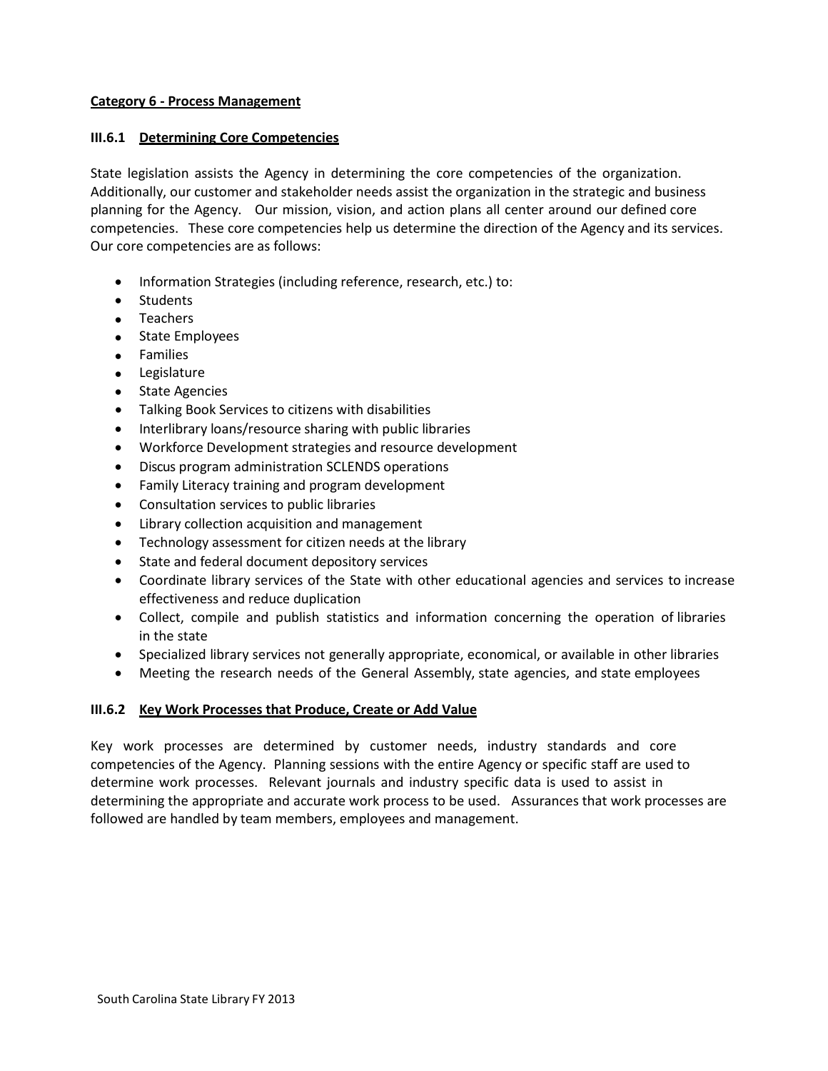**Category 6 - Process Management**

**III.6.1 Determining Core Competencies**

State legislation assists the Agency in determining the core competencies of the organization. Additionally, our customer and stakeholder needs assist the organization in the strategic and business planning for the Agency. Our mission, vision, and action plans all center around our defined core competencies. These core competencies help us determine the direction of the Agency and its services. Our core competencies are as follows:

- Information Strategies (including reference, research, etc.) to:
- Students
- Teachers
- State Employees
- Families
- Legislature
- State Agencies
- Talking Book Services to citizens with disabilities
- Interlibrary loans/resource sharing with public libraries
- Workforce Development strategies and resource development
- Discus program administration SCLENDS operations
- Family Literacy training and program development
- Consultation services to public libraries
- Library collection acquisition and management
- Technology assessment for citizen needs at the library
- State and federal document depository services
- Coordinate library services of the State with other educational agencies and services to increase effectiveness and reduce duplication
- Collect, compile and publish statistics and information concerning the operation of libraries in the state
- Specialized library services not generally appropriate, economical, or available in other libraries
- Meeting the research needs of the General Assembly, state agencies, and state employees

**III.6.2 Key Work Processes that Produce, Create or Add Value**

Key work processes are determined by customer needs, industry standards and core competencies of the Agency. Planning sessions with the entire Agency or specific staff are used to determine work processes. Relevant journals and industry specific data is used to assist in determining the appropriate and accurate work process to be used. Assurances that work processes are followed are handled by team members, employees and management.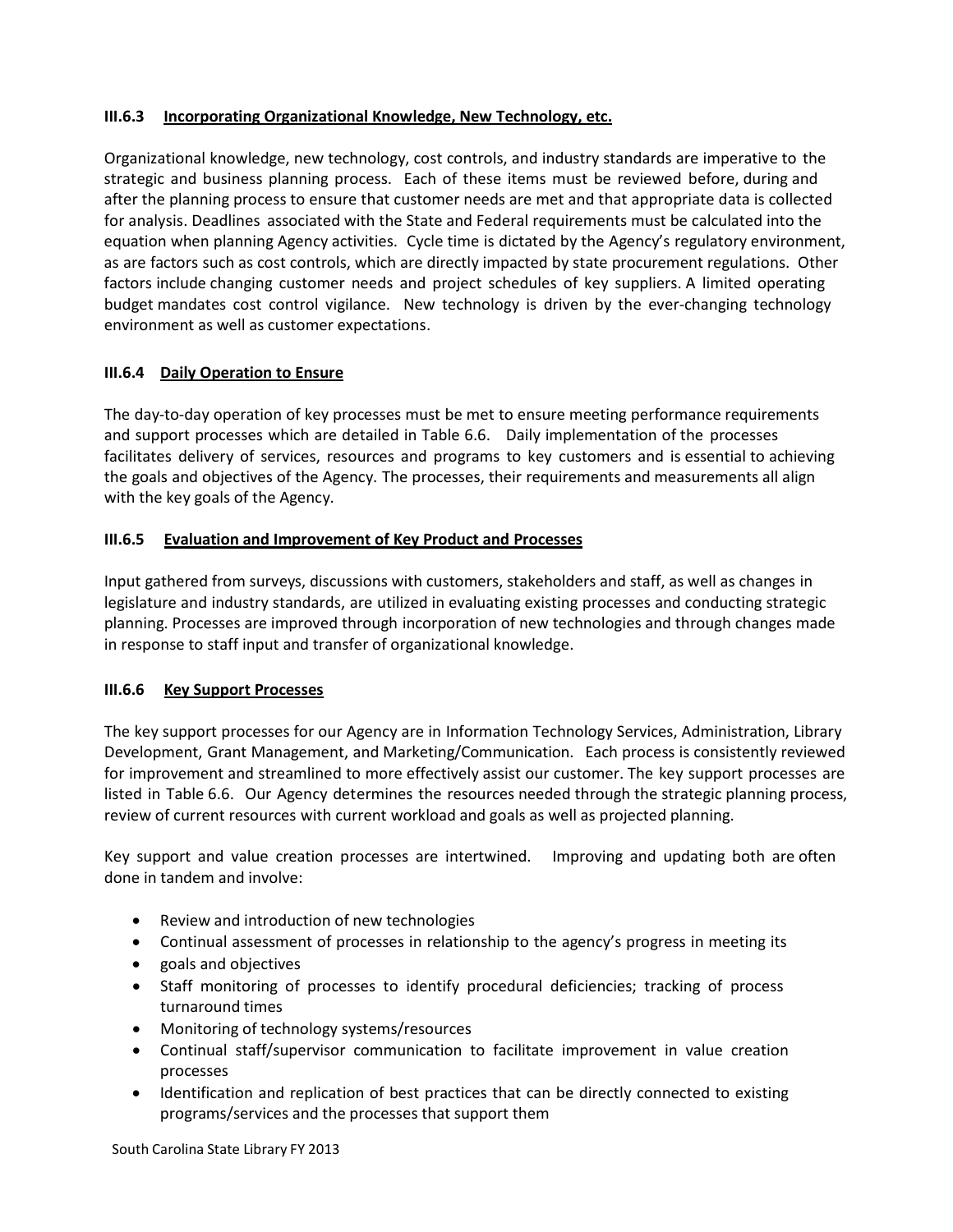### III.6.3 <u>Incorporating Organizational Knowledge, New Technology, etc.</u>

Organizational knowledge, new technology, cost controls, and industry standards are imperative to the strategic and business planning process. Each of these items must be reviewed before, during and after the planning process to ensure that customer needs are met and that appropriate data is collected for analysis. Deadlines associated with the State and Federal requirements must be calculated into the equation when planning Agency activities. Cycle time is dictated by the Agency's regulatory environment, as are factors such as cost controls, which are directly impacted by state procurement regulations. Other factors include changing customer needs and project schedules of key suppliers. A limited operating budget mandates cost control vigilance. New technology is driven by the ever-changing technology environment as well as customer expectations.

### III.6.4 <u>Daily Operation to Ensure</u>

The day-to-day operation of key processes must be met to ensure meeting performance requirements and support processes which are detailed in Table 6.6. Daily implementation of the processes facilitates delivery of services, resources and programs to key customers and is essential to achieving the goals and objectives of the Agency. The processes, their requirements and measurements all align with the key goals of the Agency.

### III.6.5 <u>Evaluation and Improvement of Key Product and Processes</u>

Input gathered from surveys, discussions with customers, stakeholders and staff, as well as changes in legislature and industry standards, are utilized in evaluating existing processes and conducting strategic planning. Processes are improved through incorporation of new technologies and through changes made in response to staff input and transfer of organizational knowledge.

### III.6.6 <u>Key Support Processes</u>

The key support processes for our Agency are in Information Technology Services, Administration, Library Development, Grant Management, and Marketing/Communication. Each process is consistently reviewed for improvement and streamlined to more effectively assist our customer. The key support processes are listed in Table 6.6. Our Agency determines the resources needed through the strategic planning process, review of current resources with current workload and goals as well as projected planning.

Key support and value creation processes are intertwined. Improving and updating both are often done in tandem and involve:

- Review and introduction of new technologies
- Continual assessment of processes in relationship to the agency's progress in meeting its
- goals and objectives
- Staff monitoring of processes to identify procedural deficiencies; tracking of process turnaround times
- Monitoring of technology systems/resources
- Continual staff/supervisor communication to facilitate improvement in value creation processes
- Identification and replication of best practices that can be directly connected to existing programs/services and the processes that support them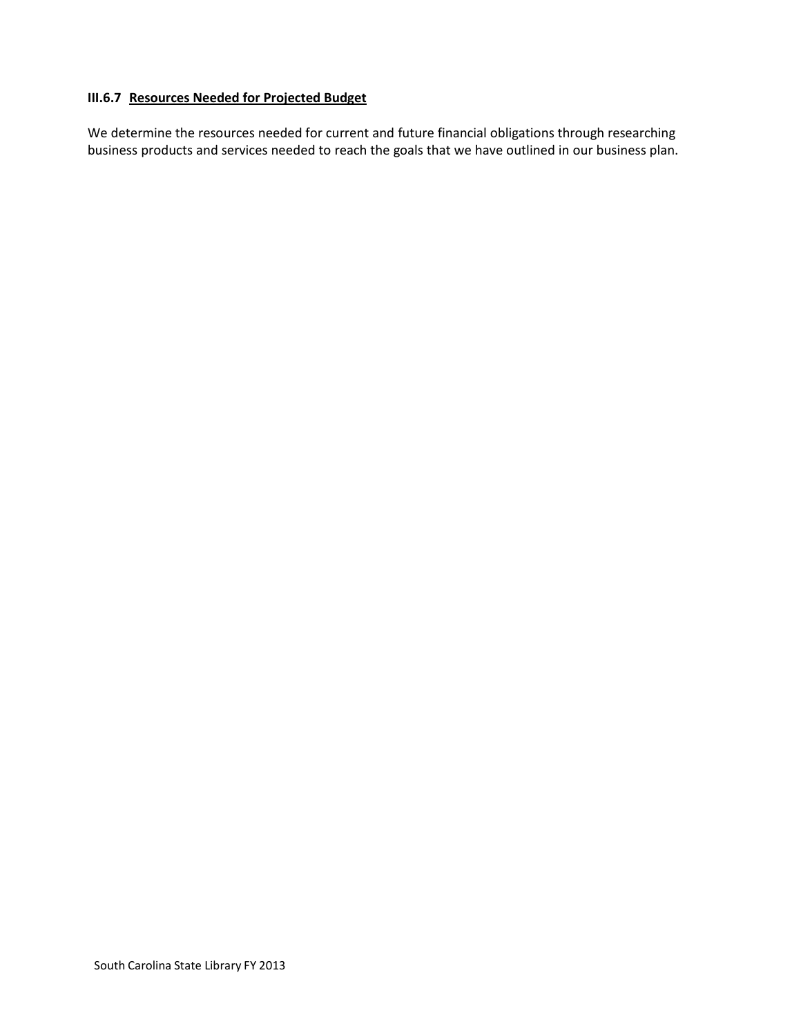**III.6.7 Resources Needed for Projected Budget**

We determine the resources needed for current and future financial obligations through researching business products and services needed to reach the goals that we have outlined in our business plan.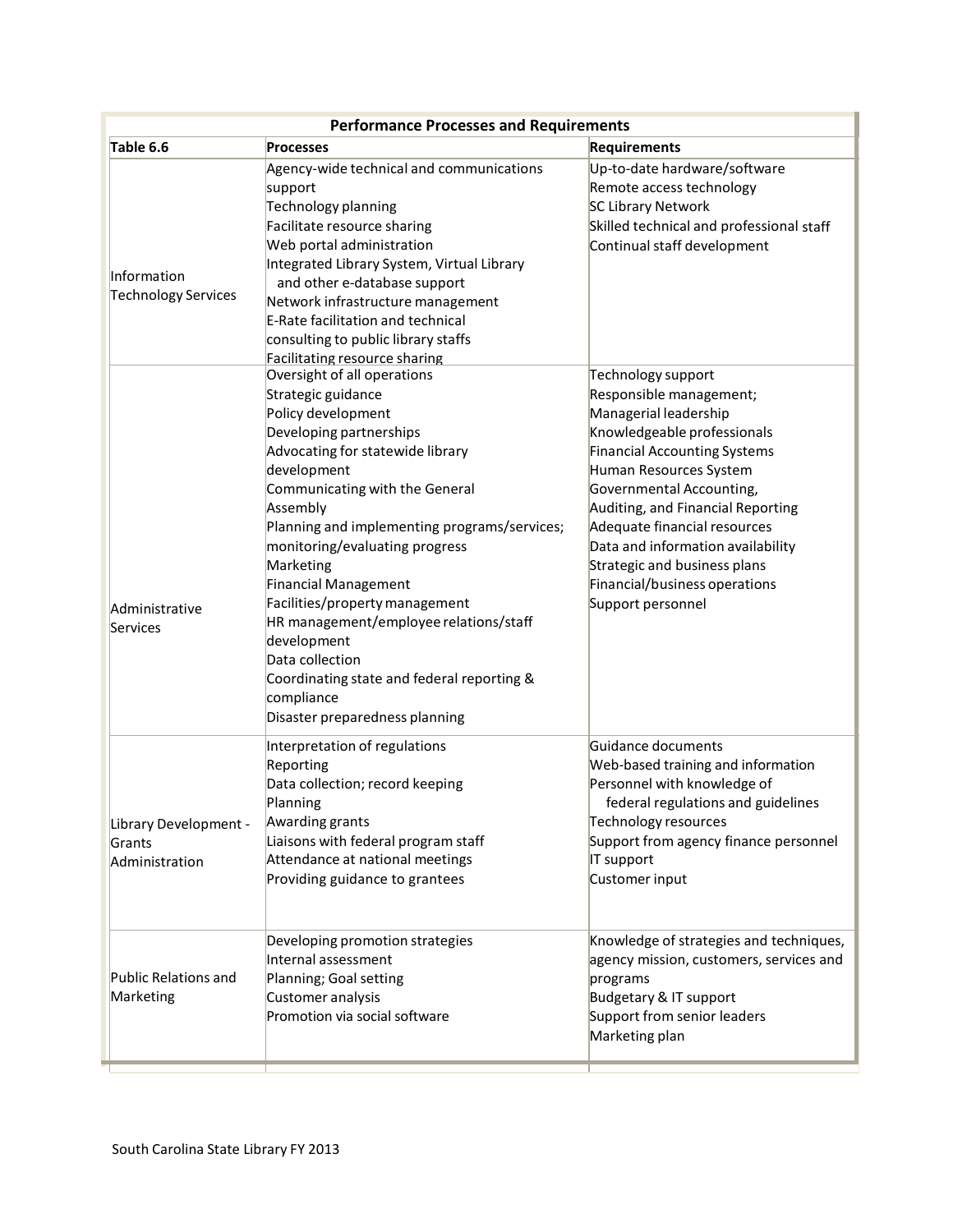| Performance Processes and Requirements | | |
|---|---|---|
| **Table 6.6** | **Processes** | **Requirements** |
| Information Technology Services | Agency-wide technical and communications support<br>Technology planning<br>Facilitate resource sharing<br>Web portal administration<br>Integrated Library System, Virtual Library and other e-database support<br>Network infrastructure management<br>E-Rate facilitation and technical consulting to public library staffs<br>Facilitating resource sharing | Up-to-date hardware/software<br>Remote access technology<br>SC Library Network<br>Skilled technical and professional staff<br>Continual staff development |
| Administrative Services | Oversight of all operations<br>Strategic guidance<br>Policy development<br>Developing partnerships<br>Advocating for statewide library development<br>Communicating with the General Assembly<br>Planning and implementing programs/services; monitoring/evaluating progress<br>Marketing<br>Financial Management<br>Facilities/property management<br>HR management/employee relations/staff development<br>Data collection<br>Coordinating state and federal reporting & compliance<br>Disaster preparedness planning | Technology support<br>Responsible management;<br>Managerial leadership<br>Knowledgeable professionals<br>Financial Accounting Systems<br>Human Resources System<br>Governmental Accounting, Auditing, and Financial Reporting<br>Adequate financial resources<br>Data and information availability<br>Strategic and business plans<br>Financial/business operations<br>Support personnel |
| Library Development - Grants Administration | Interpretation of regulations<br>Reporting<br>Data collection; record keeping<br>Planning<br>Awarding grants<br>Liaisons with federal program staff<br>Attendance at national meetings<br>Providing guidance to grantees | Guidance documents<br>Web-based training and information<br>Personnel with knowledge of federal regulations and guidelines<br>Technology resources<br>Support from agency finance personnel<br>IT support<br>Customer input |
| Public Relations and Marketing | Developing promotion strategies<br>Internal assessment<br>Planning; Goal setting<br>Customer analysis<br>Promotion via social software | Knowledge of strategies and techniques, agency mission, customers, services and programs<br>Budgetary & IT support<br>Support from senior leaders<br>Marketing plan |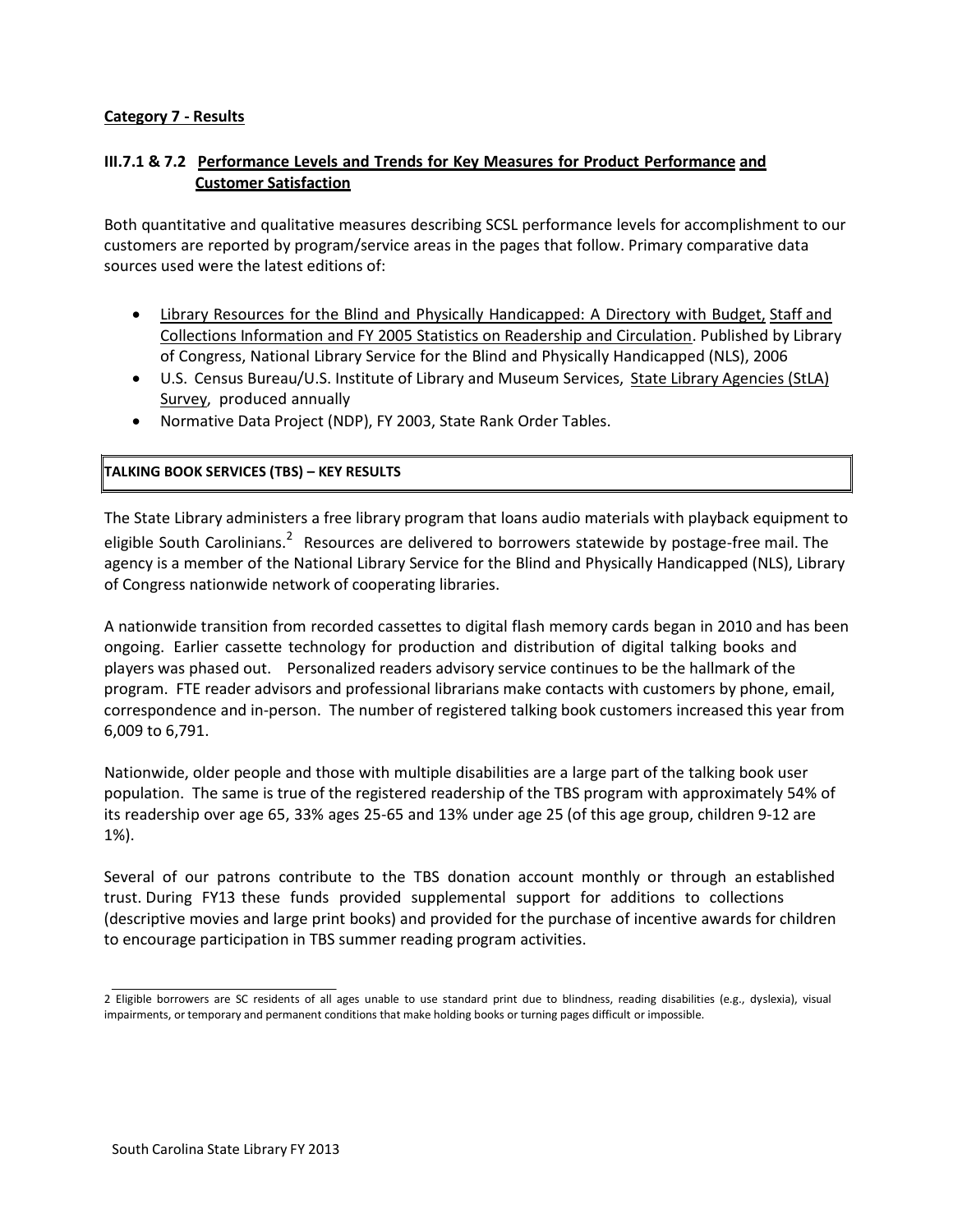**Category 7 - Results**

**III.7.1 & 7.2 Performance Levels and Trends for Key Measures for Product Performance and Customer Satisfaction**

Both quantitative and qualitative measures describing SCSL performance levels for accomplishment to our customers are reported by program/service areas in the pages that follow. Primary comparative data sources used were the latest editions of:

- Library Resources for the Blind and Physically Handicapped: A Directory with Budget, Staff and Collections Information and FY 2005 Statistics on Readership and Circulation. Published by Library of Congress, National Library Service for the Blind and Physically Handicapped (NLS), 2006
- U.S. Census Bureau/U.S. Institute of Library and Museum Services, State Library Agencies (StLA) Survey, produced annually
- Normative Data Project (NDP), FY 2003, State Rank Order Tables.

| **TALKING BOOK SERVICES (TBS) – KEY RESULTS** |
|---|

The State Library administers a free library program that loans audio materials with playback equipment to eligible South Carolinians.[2] Resources are delivered to borrowers statewide by postage-free mail. The agency is a member of the National Library Service for the Blind and Physically Handicapped (NLS), Library of Congress nationwide network of cooperating libraries.

A nationwide transition from recorded cassettes to digital flash memory cards began in 2010 and has been ongoing. Earlier cassette technology for production and distribution of digital talking books and players was phased out. Personalized readers advisory service continues to be the hallmark of the program. FTE reader advisors and professional librarians make contacts with customers by phone, email, correspondence and in-person. The number of registered talking book customers increased this year from 6,009 to 6,791.

Nationwide, older people and those with multiple disabilities are a large part of the talking book user population. The same is true of the registered readership of the TBS program with approximately 54% of its readership over age 65, 33% ages 25-65 and 13% under age 25 (of this age group, children 9-12 are 1%).

Several of our patrons contribute to the TBS donation account monthly or through an established trust. During FY13 these funds provided supplemental support for additions to collections (descriptive movies and large print books) and provided for the purchase of incentive awards for children to encourage participation in TBS summer reading program activities.

---

2 Eligible borrowers are SC residents of all ages unable to use standard print due to blindness, reading disabilities (e.g., dyslexia), visual impairments, or temporary and permanent conditions that make holding books or turning pages difficult or impossible.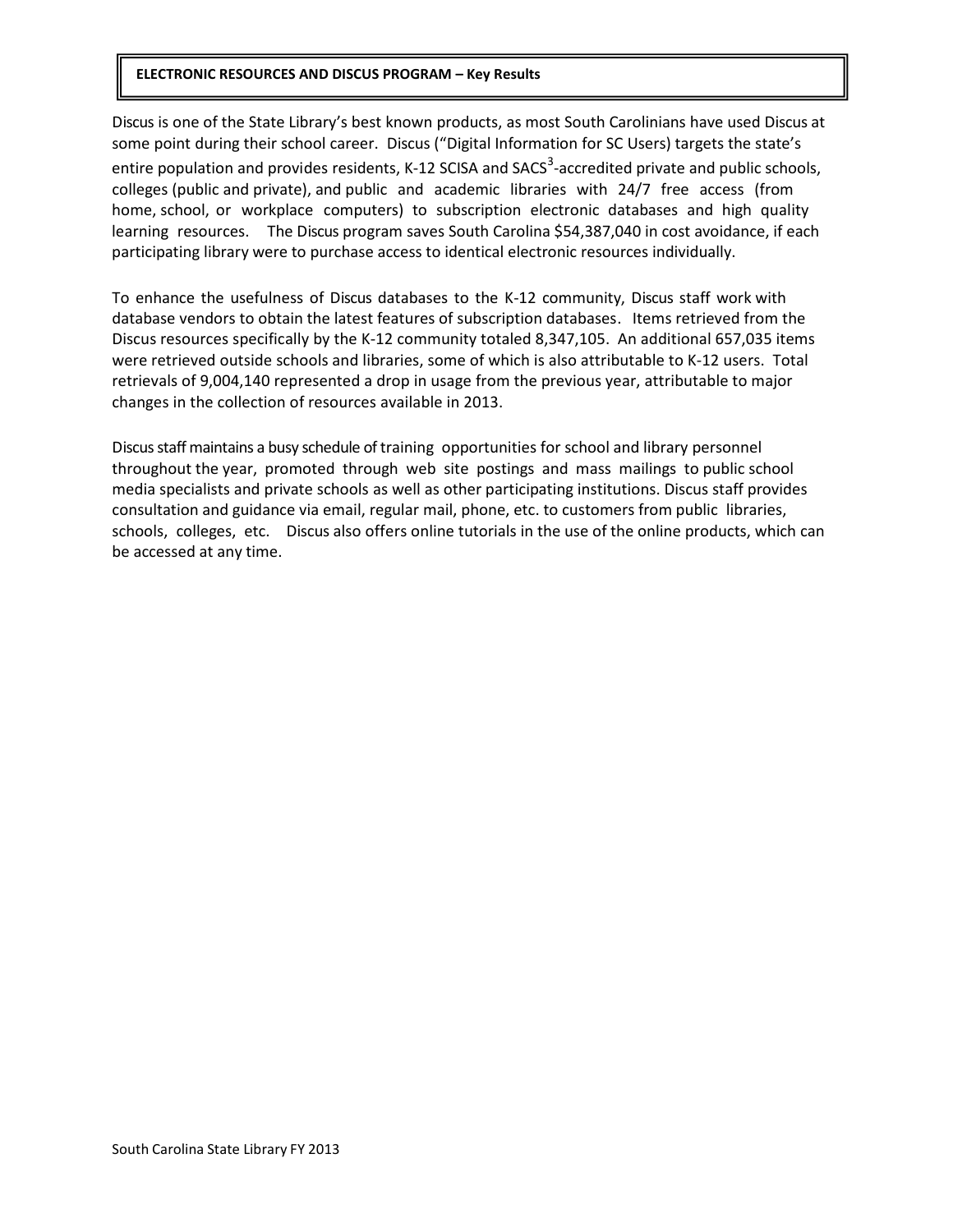## ELECTRONIC RESOURCES AND DISCUS PROGRAM – Key Results

Discus is one of the State Library's best known products, as most South Carolinians have used Discus at some point during their school career. Discus ("Digital Information for SC Users) targets the state's entire population and provides residents, K-12 SCISA and SACS[3]-accredited private and public schools, colleges (public and private), and public and academic libraries with 24/7 free access (from home, school, or workplace computers) to subscription electronic databases and high quality learning resources. The Discus program saves South Carolina $54,387,040 in cost avoidance, if each participating library were to purchase access to identical electronic resources individually.

To enhance the usefulness of Discus databases to the K-12 community, Discus staff work with database vendors to obtain the latest features of subscription databases. Items retrieved from the Discus resources specifically by the K-12 community totaled 8,347,105. An additional 657,035 items were retrieved outside schools and libraries, some of which is also attributable to K-12 users. Total retrievals of 9,004,140 represented a drop in usage from the previous year, attributable to major changes in the collection of resources available in 2013.

Discus staff maintains a busy schedule of training opportunities for school and library personnel throughout the year, promoted through web site postings and mass mailings to public school media specialists and private schools as well as other participating institutions. Discus staff provides consultation and guidance via email, regular mail, phone, etc. to customers from public libraries, schools, colleges, etc. Discus also offers online tutorials in the use of the online products, which can be accessed at any time.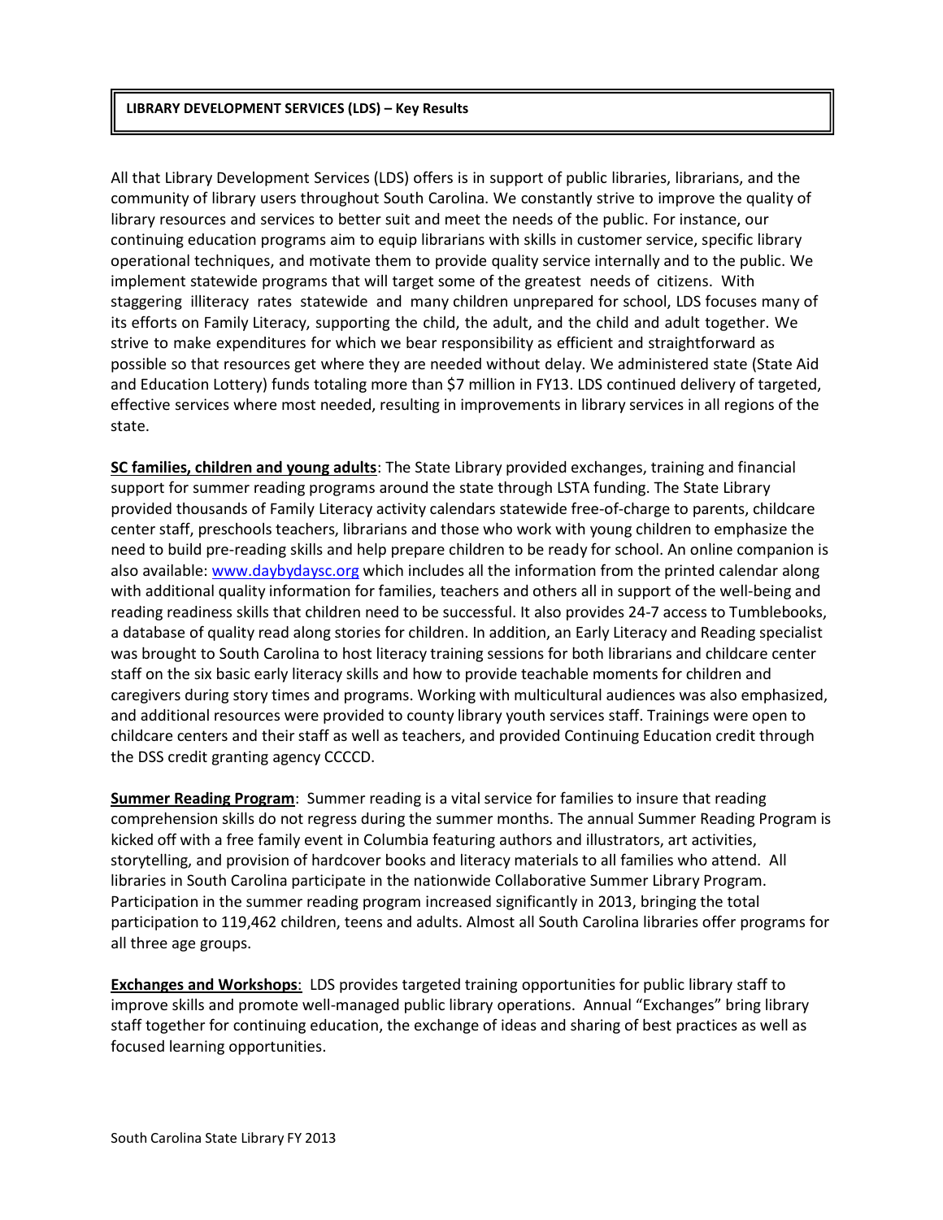## LIBRARY DEVELOPMENT SERVICES (LDS) – Key Results

All that Library Development Services (LDS) offers is in support of public libraries, librarians, and the community of library users throughout South Carolina. We constantly strive to improve the quality of library resources and services to better suit and meet the needs of the public. For instance, our continuing education programs aim to equip librarians with skills in customer service, specific library operational techniques, and motivate them to provide quality service internally and to the public. We implement statewide programs that will target some of the greatest needs of citizens. With staggering illiteracy rates statewide and many children unprepared for school, LDS focuses many of its efforts on Family Literacy, supporting the child, the adult, and the child and adult together. We strive to make expenditures for which we bear responsibility as efficient and straightforward as possible so that resources get where they are needed without delay. We administered state (State Aid and Education Lottery) funds totaling more than $7 million in FY13. LDS continued delivery of targeted, effective services where most needed, resulting in improvements in library services in all regions of the state.

**SC families, children and young adults**: The State Library provided exchanges, training and financial support for summer reading programs around the state through LSTA funding. The State Library provided thousands of Family Literacy activity calendars statewide free-of-charge to parents, childcare center staff, preschools teachers, librarians and those who work with young children to emphasize the need to build pre-reading skills and help prepare children to be ready for school. An online companion is also available: [www.daybydaysc.org](www.daybydaysc.org) which includes all the information from the printed calendar along with additional quality information for families, teachers and others all in support of the well-being and reading readiness skills that children need to be successful. It also provides 24-7 access to Tumblebooks, a database of quality read along stories for children. In addition, an Early Literacy and Reading specialist was brought to South Carolina to host literacy training sessions for both librarians and childcare center staff on the six basic early literacy skills and how to provide teachable moments for children and caregivers during story times and programs. Working with multicultural audiences was also emphasized, and additional resources were provided to county library youth services staff. Trainings were open to childcare centers and their staff as well as teachers, and provided Continuing Education credit through the DSS credit granting agency CCCCD.

**Summer Reading Program**: Summer reading is a vital service for families to insure that reading comprehension skills do not regress during the summer months. The annual Summer Reading Program is kicked off with a free family event in Columbia featuring authors and illustrators, art activities, storytelling, and provision of hardcover books and literacy materials to all families who attend. All libraries in South Carolina participate in the nationwide Collaborative Summer Library Program. Participation in the summer reading program increased significantly in 2013, bringing the total participation to 119,462 children, teens and adults. Almost all South Carolina libraries offer programs for all three age groups.

**Exchanges and Workshops**: LDS provides targeted training opportunities for public library staff to improve skills and promote well-managed public library operations. Annual "Exchanges" bring library staff together for continuing education, the exchange of ideas and sharing of best practices as well as focused learning opportunities.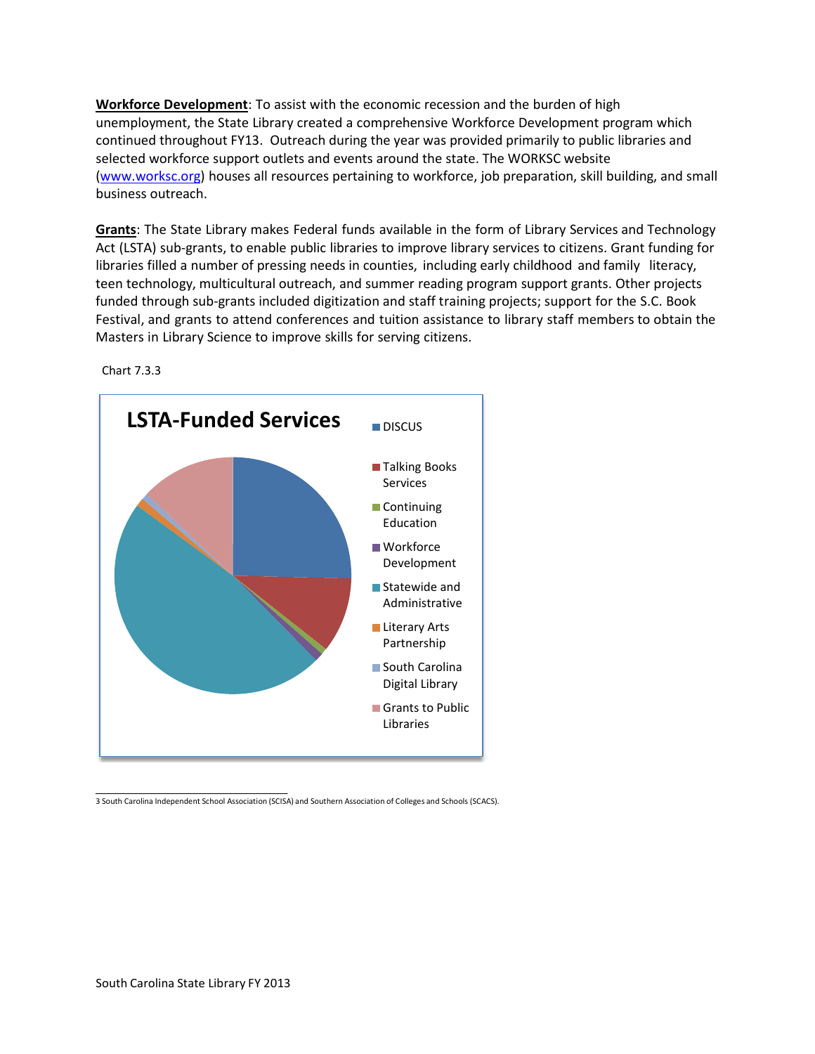**Workforce Development**: To assist with the economic recession and the burden of high unemployment, the State Library created a comprehensive Workforce Development program which continued throughout FY13. Outreach during the year was provided primarily to public libraries and selected workforce support outlets and events around the state. The WORKSC website (www.worksc.org) houses all resources pertaining to workforce, job preparation, skill building, and small business outreach.

**Grants**: The State Library makes Federal funds available in the form of Library Services and Technology Act (LSTA) sub-grants, to enable public libraries to improve library services to citizens. Grant funding for libraries filled a number of pressing needs in counties, including early childhood and family literacy, teen technology, multicultural outreach, and summer reading program support grants. Other projects funded through sub-grants included digitization and staff training projects; support for the S.C. Book Festival, and grants to attend conferences and tuition assistance to library staff members to obtain the Masters in Library Science to improve skills for serving citizens.

Chart 7.3.3

**LSTA-Funded Services**

- DISCUS
- Talking Books Services
- Continuing Education
- Workforce Development
- Statewide and Administrative
- Literary Arts Partnership
- South Carolina Digital Library
- Grants to Public Libraries

---

3 South Carolina Independent School Association (SCISA) and Southern Association of Colleges and Schools (SCACS).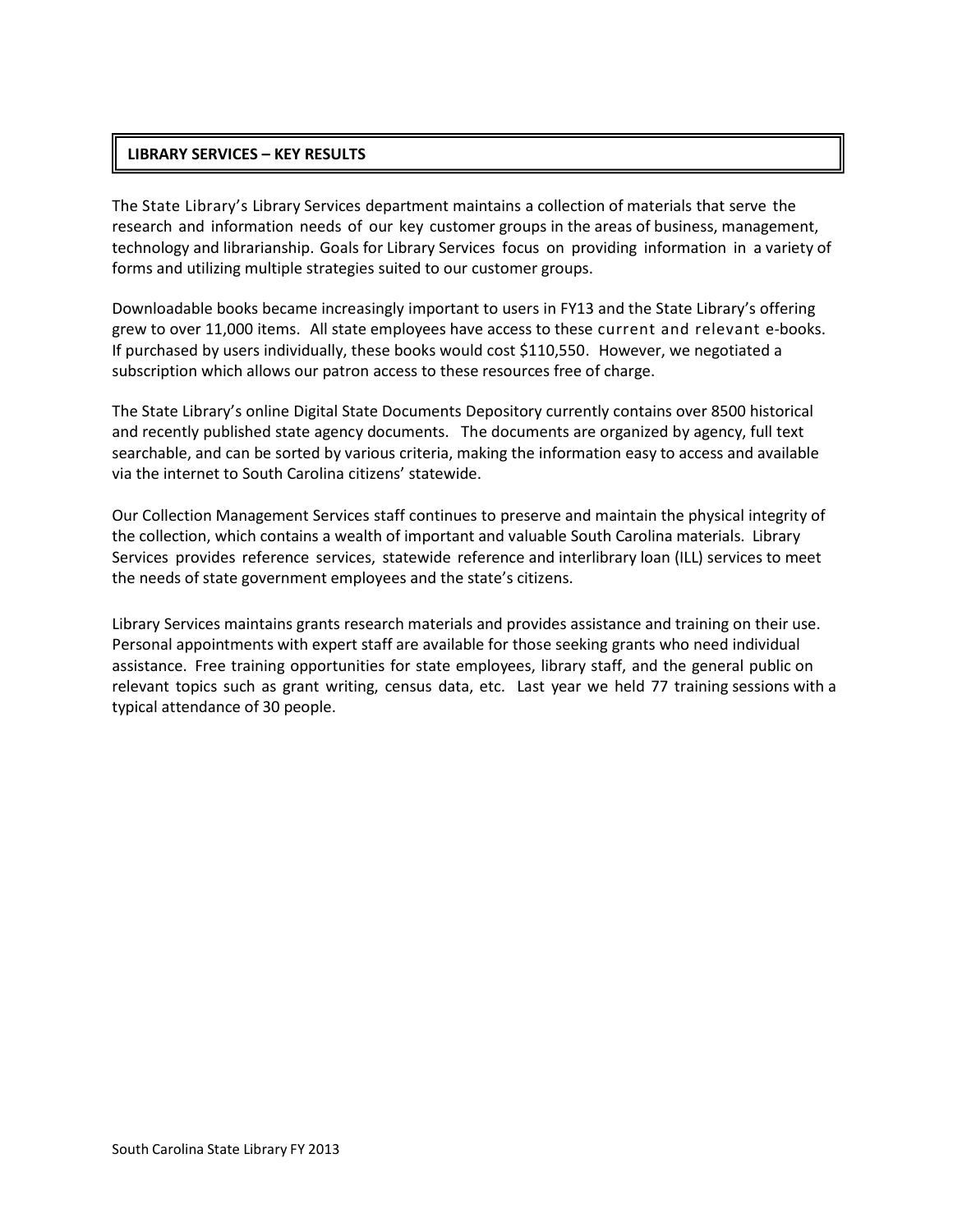## LIBRARY SERVICES – KEY RESULTS

The State Library's Library Services department maintains a collection of materials that serve the research and information needs of our key customer groups in the areas of business, management, technology and librarianship. Goals for Library Services focus on providing information in a variety of forms and utilizing multiple strategies suited to our customer groups.

Downloadable books became increasingly important to users in FY13 and the State Library's offering grew to over 11,000 items. All state employees have access to these current and relevant e-books. If purchased by users individually, these books would cost $110,550. However, we negotiated a subscription which allows our patron access to these resources free of charge.

The State Library's online Digital State Documents Depository currently contains over 8500 historical and recently published state agency documents. The documents are organized by agency, full text searchable, and can be sorted by various criteria, making the information easy to access and available via the internet to South Carolina citizens' statewide.

Our Collection Management Services staff continues to preserve and maintain the physical integrity of the collection, which contains a wealth of important and valuable South Carolina materials. Library Services provides reference services, statewide reference and interlibrary loan (ILL) services to meet the needs of state government employees and the state's citizens.

Library Services maintains grants research materials and provides assistance and training on their use. Personal appointments with expert staff are available for those seeking grants who need individual assistance. Free training opportunities for state employees, library staff, and the general public on relevant topics such as grant writing, census data, etc. Last year we held 77 training sessions with a typical attendance of 30 people.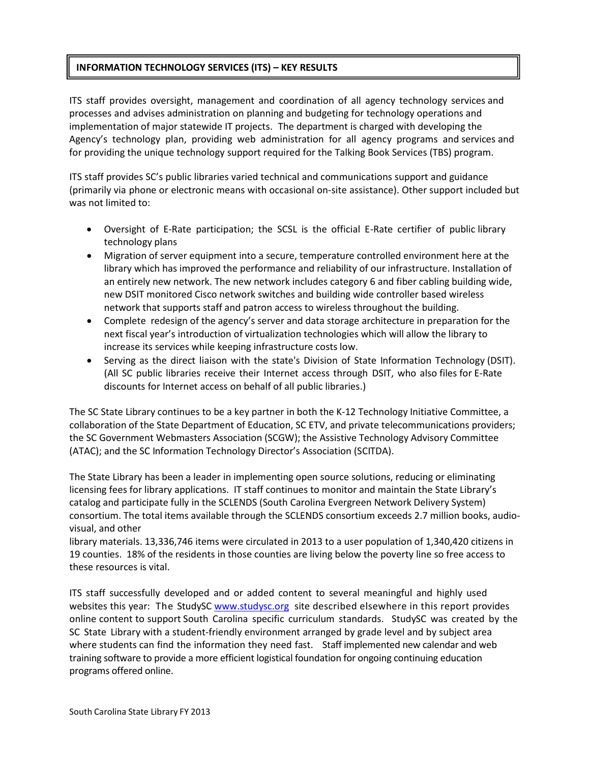## INFORMATION TECHNOLOGY SERVICES (ITS) – KEY RESULTS

ITS staff provides oversight, management and coordination of all agency technology services and processes and advises administration on planning and budgeting for technology operations and implementation of major statewide IT projects. The department is charged with developing the Agency's technology plan, providing web administration for all agency programs and services and for providing the unique technology support required for the Talking Book Services (TBS) program.

ITS staff provides SC's public libraries varied technical and communications support and guidance (primarily via phone or electronic means with occasional on-site assistance). Other support included but was not limited to:

- Oversight of E-Rate participation; the SCSL is the official E-Rate certifier of public library technology plans
- Migration of server equipment into a secure, temperature controlled environment here at the library which has improved the performance and reliability of our infrastructure. Installation of an entirely new network. The new network includes category 6 and fiber cabling building wide, new DSIT monitored Cisco network switches and building wide controller based wireless network that supports staff and patron access to wireless throughout the building.
- Complete redesign of the agency's server and data storage architecture in preparation for the next fiscal year's introduction of virtualization technologies which will allow the library to increase its services while keeping infrastructure costs low.
- Serving as the direct liaison with the state's Division of State Information Technology (DSIT). (All SC public libraries receive their Internet access through DSIT, who also files for E-Rate discounts for Internet access on behalf of all public libraries.)

The SC State Library continues to be a key partner in both the K-12 Technology Initiative Committee, a collaboration of the State Department of Education, SC ETV, and private telecommunications providers; the SC Government Webmasters Association (SCGW); the Assistive Technology Advisory Committee (ATAC); and the SC Information Technology Director's Association (SCITDA).

The State Library has been a leader in implementing open source solutions, reducing or eliminating licensing fees for library applications. IT staff continues to monitor and maintain the State Library's catalog and participate fully in the SCLENDS (South Carolina Evergreen Network Delivery System) consortium. The total items available through the SCLENDS consortium exceeds 2.7 million books, audio-visual, and other
library materials. 13,336,746 items were circulated in 2013 to a user population of 1,340,420 citizens in 19 counties. 18% of the residents in those counties are living below the poverty line so free access to these resources is vital.

ITS staff successfully developed and or added content to several meaningful and highly used websites this year: The StudySC [www.studysc.org](http://www.studysc.org) site described elsewhere in this report provides online content to support South Carolina specific curriculum standards. StudySC was created by the SC State Library with a student-friendly environment arranged by grade level and by subject area where students can find the information they need fast. Staff implemented new calendar and web training software to provide a more efficient logistical foundation for ongoing continuing education programs offered online.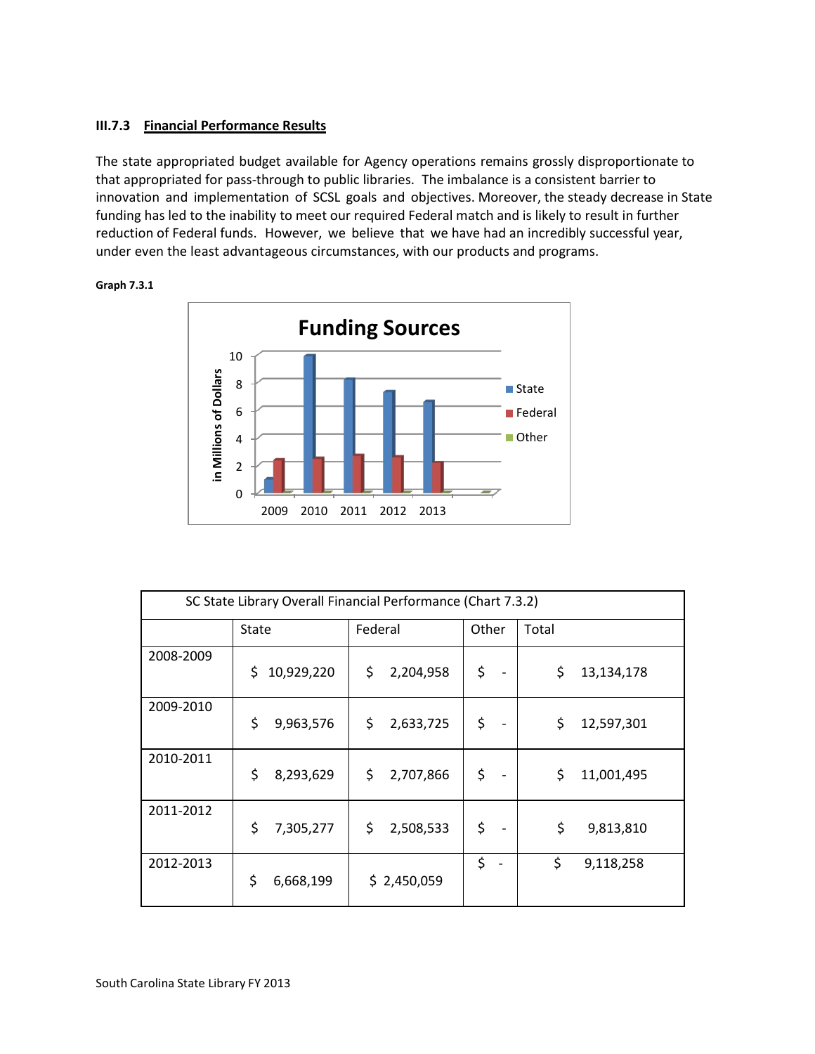### III.7.3 <u>Financial Performance Results</u>

The state appropriated budget available for Agency operations remains grossly disproportionate to that appropriated for pass-through to public libraries. The imbalance is a consistent barrier to innovation and implementation of SCSL goals and objectives. Moreover, the steady decrease in State funding has led to the inability to meet our required Federal match and is likely to result in further reduction of Federal funds. However, we believe that we have had an incredibly successful year, under even the least advantageous circumstances, with our products and programs.

**Graph 7.3.1**

**Funding Sources**

| | State | Federal | Other |
|---|---|---|---|
| 2009 | ~1 | ~2.4 | 0 |
| 2010 | ~9.9 | ~2.5 | 0 |
| 2011 | ~8.2 | ~2.7 | 0 |
| 2012 | ~7.3 | ~2.6 | 0 |
| 2013 | ~6.6 | ~2.2 | 0 |

(in Millions of Dollars)

| SC State Library Overall Financial Performance (Chart 7.3.2) | | | | |
|---|---|---|---|---|
| | State | Federal | Other | Total |
| 2008-2009 | $ 10,929,220 | $ 2,204,958 | $ - | $ 13,134,178 |
| 2009-2010 | $ 9,963,576 | $ 2,633,725 | $ - | $ 12,597,301 |
| 2010-2011 | $ 8,293,629 | $ 2,707,866 | $ - | $ 11,001,495 |
| 2011-2012 | $ 7,305,277 | $ 2,508,533 | $ - | $ 9,813,810 |
| 2012-2013 | $ 6,668,199 | $ 2,450,059 | $ - | $ 9,118,258 |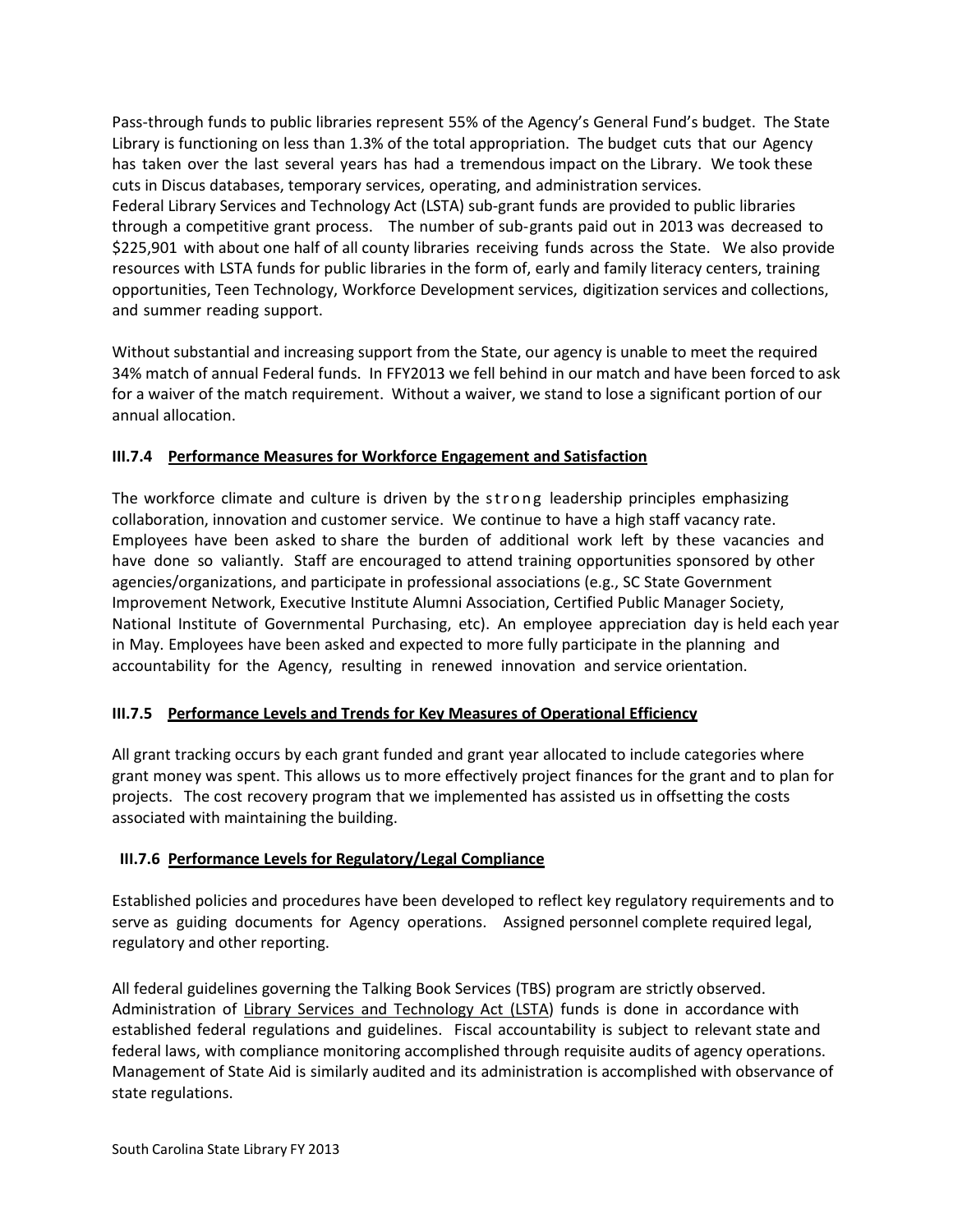Pass-through funds to public libraries represent 55% of the Agency's General Fund's budget. The State Library is functioning on less than 1.3% of the total appropriation. The budget cuts that our Agency has taken over the last several years has had a tremendous impact on the Library. We took these cuts in Discus databases, temporary services, operating, and administration services.
Federal Library Services and Technology Act (LSTA) sub-grant funds are provided to public libraries through a competitive grant process. The number of sub-grants paid out in 2013 was decreased to $225,901 with about one half of all county libraries receiving funds across the State. We also provide resources with LSTA funds for public libraries in the form of, early and family literacy centers, training opportunities, Teen Technology, Workforce Development services, digitization services and collections, and summer reading support.

Without substantial and increasing support from the State, our agency is unable to meet the required 34% match of annual Federal funds. In FFY2013 we fell behind in our match and have been forced to ask for a waiver of the match requirement. Without a waiver, we stand to lose a significant portion of our annual allocation.

### III.7.4 Performance Measures for Workforce Engagement and Satisfaction

The workforce climate and culture is driven by the strong leadership principles emphasizing collaboration, innovation and customer service. We continue to have a high staff vacancy rate. Employees have been asked to share the burden of additional work left by these vacancies and have done so valiantly. Staff are encouraged to attend training opportunities sponsored by other agencies/organizations, and participate in professional associations (e.g., SC State Government Improvement Network, Executive Institute Alumni Association, Certified Public Manager Society, National Institute of Governmental Purchasing, etc). An employee appreciation day is held each year in May. Employees have been asked and expected to more fully participate in the planning and accountability for the Agency, resulting in renewed innovation and service orientation.

### III.7.5 Performance Levels and Trends for Key Measures of Operational Efficiency

All grant tracking occurs by each grant funded and grant year allocated to include categories where grant money was spent. This allows us to more effectively project finances for the grant and to plan for projects. The cost recovery program that we implemented has assisted us in offsetting the costs associated with maintaining the building.

### III.7.6 Performance Levels for Regulatory/Legal Compliance

Established policies and procedures have been developed to reflect key regulatory requirements and to serve as guiding documents for Agency operations. Assigned personnel complete required legal, regulatory and other reporting.

All federal guidelines governing the Talking Book Services (TBS) program are strictly observed. Administration of Library Services and Technology Act (LSTA) funds is done in accordance with established federal regulations and guidelines. Fiscal accountability is subject to relevant state and federal laws, with compliance monitoring accomplished through requisite audits of agency operations. Management of State Aid is similarly audited and its administration is accomplished with observance of state regulations.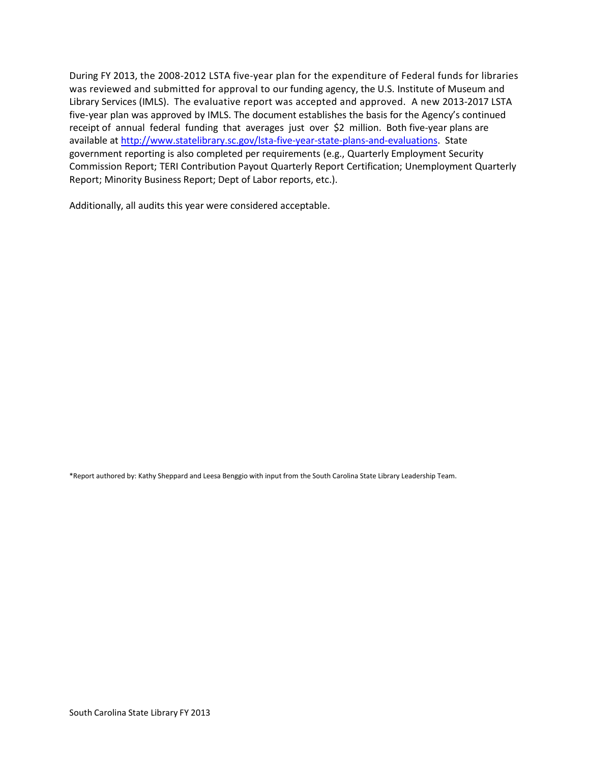During FY 2013, the 2008-2012 LSTA five-year plan for the expenditure of Federal funds for libraries was reviewed and submitted for approval to our funding agency, the U.S. Institute of Museum and Library Services (IMLS). The evaluative report was accepted and approved. A new 2013-2017 LSTA five-year plan was approved by IMLS. The document establishes the basis for the Agency's continued receipt of annual federal funding that averages just over $2 million. Both five-year plans are available at http://www.statelibrary.sc.gov/lsta-five-year-state-plans-and-evaluations. State government reporting is also completed per requirements (e.g., Quarterly Employment Security Commission Report; TERI Contribution Payout Quarterly Report Certification; Unemployment Quarterly Report; Minority Business Report; Dept of Labor reports, etc.).

Additionally, all audits this year were considered acceptable.

*Report authored by: Kathy Sheppard and Leesa Benggio with input from the South Carolina State Library Leadership Team.